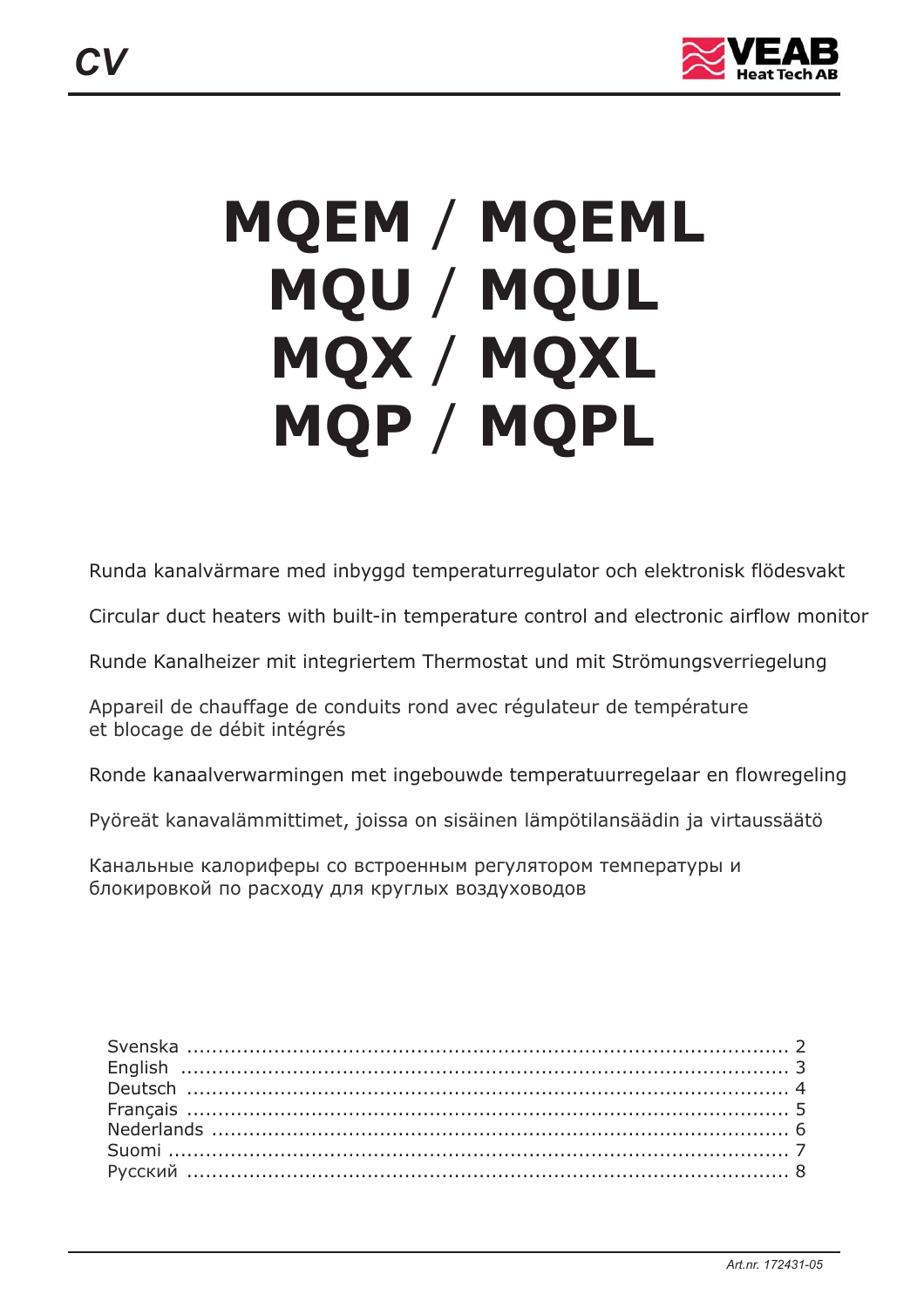CV

VEAB Heat Tech AB

# MQEM / MQEML
# MQU / MQUL
# MQX / MQXL
# MQP / MQPL

Runda kanalvärmare med inbyggd temperaturregulator och elektronisk flödesvakt

Circular duct heaters with built-in temperature control and electronic airflow monitor

Runde Kanalheizer mit integriertem Thermostat und mit Strömungsverriegelung

Appareil de chauffage de conduits rond avec régulateur de température et blocage de débit intégrés

Ronde kanaalverwarmingen met ingebouwde temperatuurregelaar en flowregeling

Pyöreät kanavalämmittimet, joissa on sisäinen lämpötilansäädin ja virtaussäätö

Канальные калориферы со встроенным регулятором температуры и блокировкой по расходу для круглых воздуховодов

Svenska ........................................................................................ 2
English ........................................................................................ 3
Deutsch ........................................................................................ 4
Français ........................................................................................ 5
Nederlands .................................................................................... 6
Suomi ........................................................................................... 7
Русский ........................................................................................ 8

*Art.nr. 172431-05*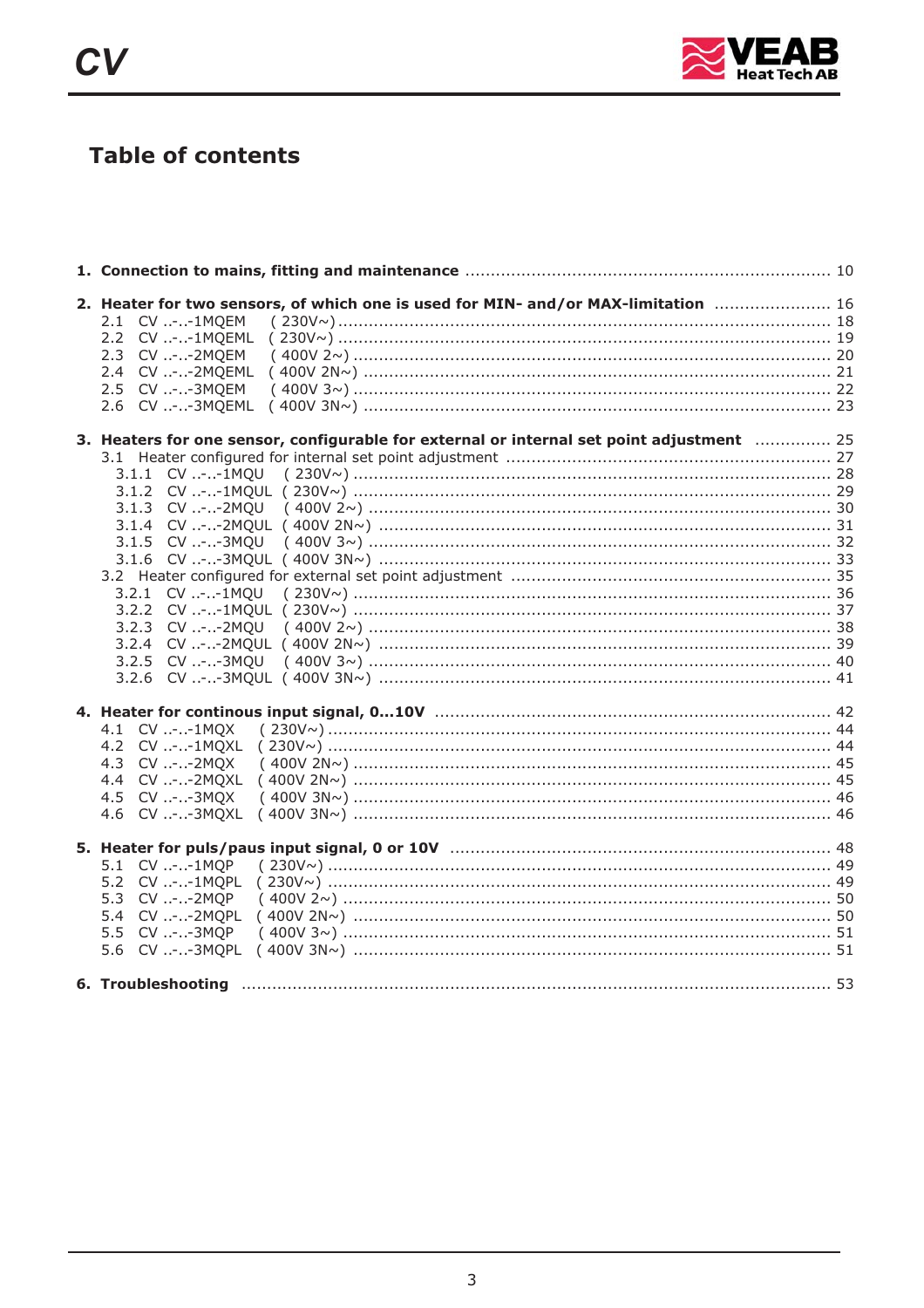# Table of contents

**1. Connection to mains, fitting and maintenance** ........ 10

**2. Heater for two sensors, of which one is used for MIN- and/or MAX-limitation** ........ 16
- 2.1 CV ..-..-1MQEM ( 230V~) ........ 18
- 2.2 CV ..-..-1MQEML ( 230V~) ........ 19
- 2.3 CV ..-..-2MQEM ( 400V 2~) ........ 20
- 2.4 CV ..-..-2MQEML ( 400V 2N~) ........ 21
- 2.5 CV ..-..-3MQEM ( 400V 3~) ........ 22
- 2.6 CV ..-..-3MQEML ( 400V 3N~) ........ 23

**3. Heaters for one sensor, configurable for external or internal set point adjustment** ........ 25
- 3.1 Heater configured for internal set point adjustment ........ 27
  - 3.1.1 CV ..-..-1MQU ( 230V~) ........ 28
  - 3.1.2 CV ..-..-1MQUL ( 230V~) ........ 29
  - 3.1.3 CV ..-..-2MQU ( 400V 2~) ........ 30
  - 3.1.4 CV ..-..-2MQUL ( 400V 2N~) ........ 31
  - 3.1.5 CV ..-..-3MQU ( 400V 3~) ........ 32
  - 3.1.6 CV ..-..-3MQUL ( 400V 3N~) ........ 33
- 3.2 Heater configured for external set point adjustment ........ 35
  - 3.2.1 CV ..-..-1MQU ( 230V~) ........ 36
  - 3.2.2 CV ..-..-1MQUL ( 230V~) ........ 37
  - 3.2.3 CV ..-..-2MQU ( 400V 2~) ........ 38
  - 3.2.4 CV ..-..-2MQUL ( 400V 2N~) ........ 39
  - 3.2.5 CV ..-..-3MQU ( 400V 3~) ........ 40
  - 3.2.6 CV ..-..-3MQUL ( 400V 3N~) ........ 41

**4. Heater for continous input signal, 0...10V** ........ 42
- 4.1 CV ..-..-1MQX ( 230V~) ........ 44
- 4.2 CV ..-..-1MQXL ( 230V~) ........ 44
- 4.3 CV ..-..-2MQX ( 400V 2N~) ........ 45
- 4.4 CV ..-..-2MQXL ( 400V 2N~) ........ 45
- 4.5 CV ..-..-3MQX ( 400V 3N~) ........ 46
- 4.6 CV ..-..-3MQXL ( 400V 3N~) ........ 46

**5. Heater for puls/paus input signal, 0 or 10V** ........ 48
- 5.1 CV ..-..-1MQP ( 230V~) ........ 49
- 5.2 CV ..-..-1MQPL ( 230V~) ........ 49
- 5.3 CV ..-..-2MQP ( 400V 2~) ........ 50
- 5.4 CV ..-..-2MQPL ( 400V 2N~) ........ 50
- 5.5 CV ..-..-3MQP ( 400V 3~) ........ 51
- 5.6 CV ..-..-3MQPL ( 400V 3N~) ........ 51

**6. Troubleshooting** ........ 53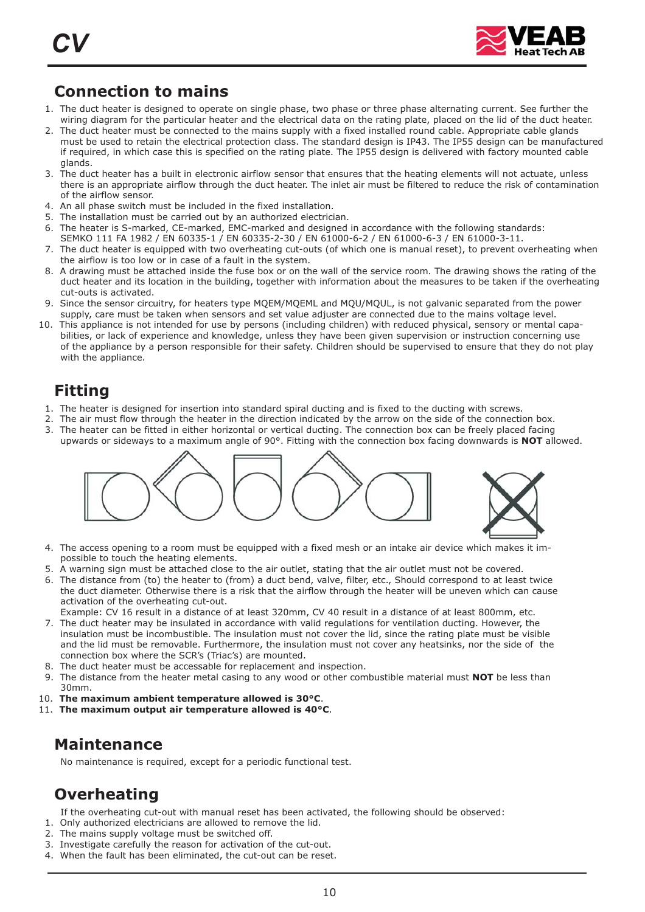## Connection to mains

1. The duct heater is designed to operate on single phase, two phase or three phase alternating current. See further the wiring diagram for the particular heater and the electrical data on the rating plate, placed on the lid of the duct heater.
2. The duct heater must be connected to the mains supply with a fixed installed round cable. Appropriate cable glands must be used to retain the electrical protection class. The standard design is IP43. The IP55 design can be manufactured if required, in which case this is specified on the rating plate. The IP55 design is delivered with factory mounted cable glands.
3. The duct heater has a built in electronic airflow sensor that ensures that the heating elements will not actuate, unless there is an appropriate airflow through the duct heater. The inlet air must be filtered to reduce the risk of contamination of the airflow sensor.
4. An all phase switch must be included in the fixed installation.
5. The installation must be carried out by an authorized electrician.
6. The heater is S-marked, CE-marked, EMC-marked and designed in accordance with the following standards: SEMKO 111 FA 1982 / EN 60335-1 / EN 60335-2-30 / EN 61000-6-2 / EN 61000-6-3 / EN 61000-3-11.
7. The duct heater is equipped with two overheating cut-outs (of which one is manual reset), to prevent overheating when the airflow is too low or in case of a fault in the system.
8. A drawing must be attached inside the fuse box or on the wall of the service room. The drawing shows the rating of the duct heater and its location in the building, together with information about the measures to be taken if the overheating cut-outs is activated.
9. Since the sensor circuitry, for heaters type MQEM/MQEML and MQU/MQUL, is not galvanic separated from the power supply, care must be taken when sensors and set value adjuster are connected due to the mains voltage level.
10. This appliance is not intended for use by persons (including children) with reduced physical, sensory or mental capabilities, or lack of experience and knowledge, unless they have been given supervision or instruction concerning use of the appliance by a person responsible for their safety. Children should be supervised to ensure that they do not play with the appliance.

## Fitting

1. The heater is designed for insertion into standard spiral ducting and is fixed to the ducting with screws.
2. The air must flow through the heater in the direction indicated by the arrow on the side of the connection box.
3. The heater can be fitted in either horizontal or vertical ducting. The connection box can be freely placed facing upwards or sideways to a maximum angle of 90°. Fitting with the connection box facing downwards is **NOT** allowed.
4. The access opening to a room must be equipped with a fixed mesh or an intake air device which makes it impossible to touch the heating elements.
5. A warning sign must be attached close to the air outlet, stating that the air outlet must not be covered.
6. The distance from (to) the heater to (from) a duct bend, valve, filter, etc., Should correspond to at least twice the duct diameter. Otherwise there is a risk that the airflow through the heater will be uneven which can cause activation of the overheating cut-out.
   Example: CV 16 result in a distance of at least 320mm, CV 40 result in a distance of at least 800mm, etc.
7. The duct heater may be insulated in accordance with valid regulations for ventilation ducting. However, the insulation must be incombustible. The insulation must not cover the lid, since the rating plate must be visible and the lid must be removable. Furthermore, the insulation must not cover any heatsinks, nor the side of the connection box where the SCR's (Triac's) are mounted.
8. The duct heater must be accessable for replacement and inspection.
9. The distance from the heater metal casing to any wood or other combustible material must **NOT** be less than 30mm.
10. **The maximum ambient temperature allowed is 30°C**.
11. **The maximum output air temperature allowed is 40°C**.

## Maintenance

No maintenance is required, except for a periodic functional test.

## Overheating

If the overheating cut-out with manual reset has been activated, the following should be observed:

1. Only authorized electricians are allowed to remove the lid.
2. The mains supply voltage must be switched off.
3. Investigate carefully the reason for activation of the cut-out.
4. When the fault has been eliminated, the cut-out can be reset.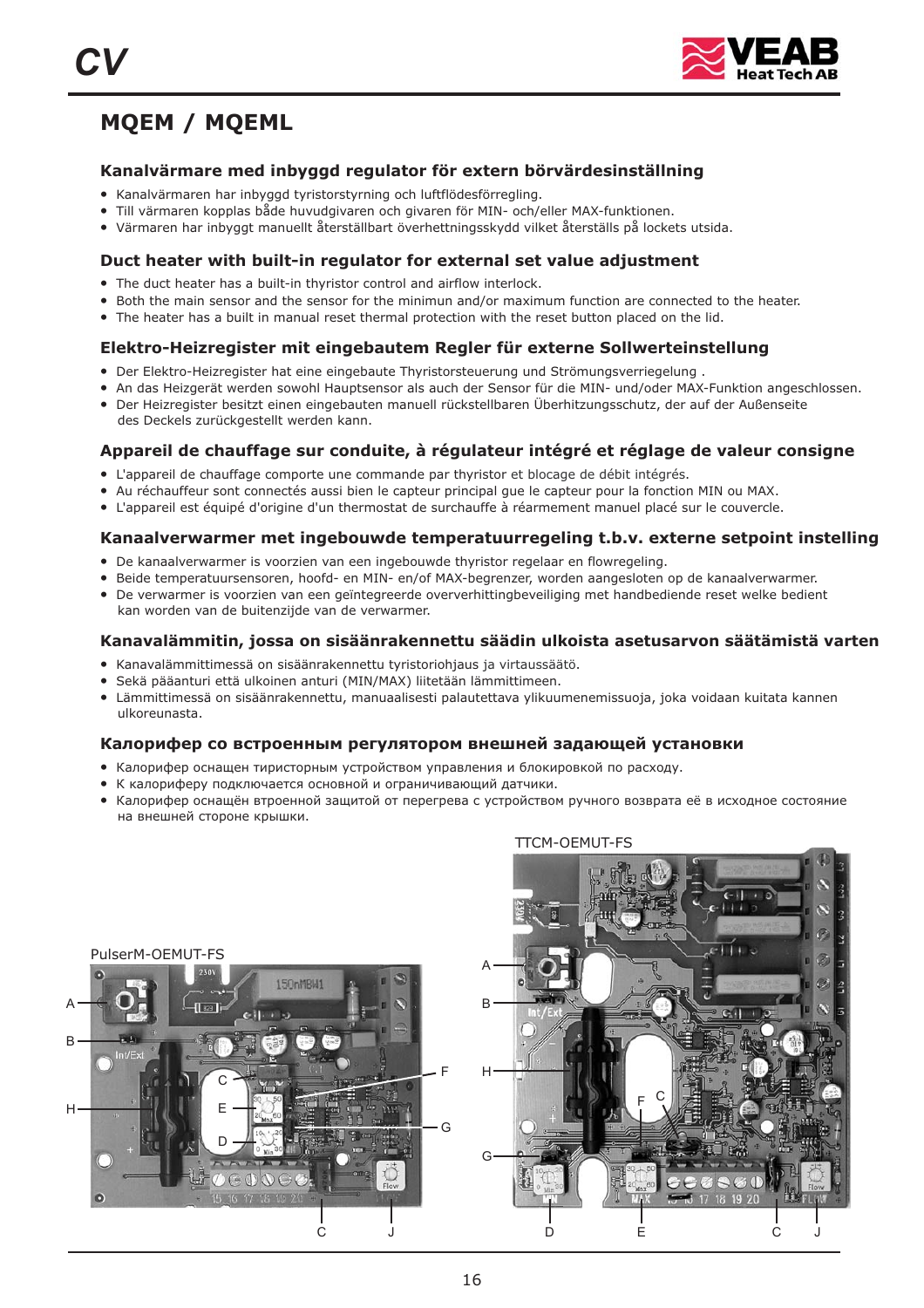# MQEM / MQEML

### Kanalvärmare med inbyggd regulator för extern börvärdesinställning

- Kanalvärmaren har inbyggd tyristorstyrning och luftflödesförregling.
- Till värmaren kopplas både huvudgivaren och givaren för MIN- och/eller MAX-funktionen.
- Värmaren har inbyggt manuellt återställbart överhettningsskydd vilket återställs på lockets utsida.

### Duct heater with built-in regulator for external set value adjustment

- The duct heater has a built-in thyristor control and airflow interlock.
- Both the main sensor and the sensor for the minimun and/or maximum function are connected to the heater.
- The heater has a built in manual reset thermal protection with the reset button placed on the lid.

### Elektro-Heizregister mit eingebautem Regler für externe Sollwerteinstellung

- Der Elektro-Heizregister hat eine eingebaute Thyristorsteuerung und Strömungsverriegelung .
- An das Heizgerät werden sowohl Hauptsensor als auch der Sensor für die MIN- und/oder MAX-Funktion angeschlossen.
- Der Heizregister besitzt einen eingebauten manuell rückstellbaren Überhitzungsschutz, der auf der Außenseite des Deckels zurückgestellt werden kann.

### Appareil de chauffage sur conduite, à régulateur intégré et réglage de valeur consigne

- L'appareil de chauffage comporte une commande par thyristor et blocage de débit intégrés.
- Au réchauffeur sont connectés aussi bien le capteur principal gue le capteur pour la fonction MIN ou MAX.
- L'appareil est équipé d'origine d'un thermostat de surchauffe à réarmement manuel placé sur le couvercle.

### Kanaalverwarmer met ingebouwde temperatuurregeling t.b.v. externe setpoint instelling

- De kanaalverwarmer is voorzien van een ingebouwde thyristor regelaar en flowregeling.
- Beide temperatuursensoren, hoofd- en MIN- en/of MAX-begrenzer, worden aangesloten op de kanaalverwarmer.
- De verwarmer is voorzien van een geïntegreerde oververhittingbeveiliging met handbediende reset welke bedient kan worden van de buitenzijde van de verwarmer.

### Kanavalämmitin, jossa on sisäänrakennettu säädin ulkoista asetusarvon säätämistä varten

- Kanavalämmittimessä on sisäänrakennettu tyristoriohjaus ja virtaussäätö.
- Sekä pääanturi että ulkoinen anturi (MIN/MAX) liitetään lämmittimeen.
- Lämmittimessä on sisäänrakennettu, manuaalisesti palautettava ylikuumenemissuoja, joka voidaan kuitata kannen ulkoreunasta.

### Калорифер со встроенным регулятором внешней задающей установки

- Калорифер оснащен тиристорным устройством управления и блокировкой по расходу.
- К калориферу подключается основной и ограничивающий датчики.
- Калорифер оснащён втроенной защитой от перегрева с устройством ручного возврата её в исходное состояние на внешней стороне крышки.

PulserM-OEMUT-FS

TTCM-OEMUT-FS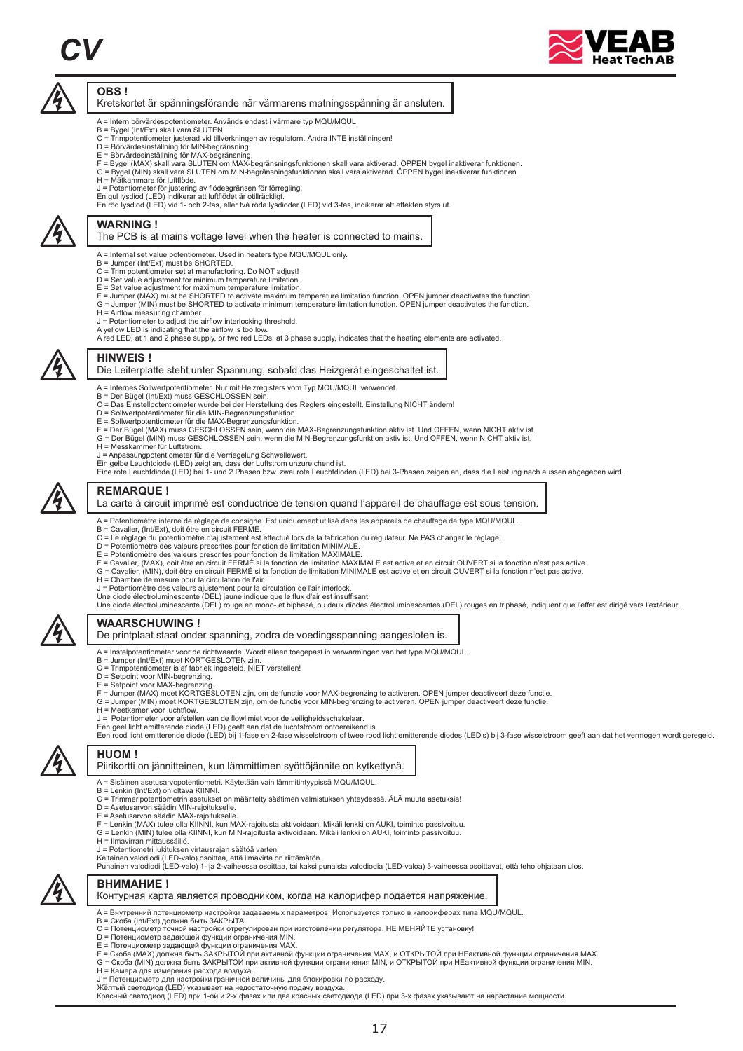# CV

## OBS !

Kretskortet är spänningsförande när värmarens matningsspänning är ansluten.

A = Intern börvärdespotentiometer. Används endast i värmare typ MQU/MQUL.
B = Bygel (Int/Ext) skall vara SLUTEN.
C = Trimpotentiometer justerad vid tillverkningen av regulatorn. Ändra INTE inställningen!
D = Börvärdesinställning för MIN-begränsning.
E = Börvärdesinställning för MAX-begränsning.
F = Bygel (MAX) skall vara SLUTEN om MAX-begränsningsfunktionen skall vara aktiverad. ÖPPEN bygel inaktiverar funktionen.
G = Bygel (MIN) skall vara SLUTEN om MIN-begränsningsfunktionen skall vara aktiverad. ÖPPEN bygel inaktiverar funktionen.
H = Mätkammare för luftflöde.
J = Potentiometer för justering av flödesgränsen för förregling.
En gul lysdiod (LED) indikerar att luftflödet är otillräckligt.
En röd lysdiod (LED) vid 1- och 2-fas, eller två röda lysdioder (LED) vid 3-fas, indikerar att effekten styrs ut.

## WARNING !

The PCB is at mains voltage level when the heater is connected to mains.

A = Internal set value potentiometer. Used in heaters type MQU/MQUL only.
B = Jumper (Int/Ext) must be SHORTED.
C = Trim potentiometer set at manufactoring. Do NOT adjust!
D = Set value adjustment for minimum temperature limitation.
E = Set value adjustment for maximum temperature limitation.
F = Jumper (MAX) must be SHORTED to activate maximum temperature limitation function. OPEN jumper deactivates the function.
G = Jumper (MIN) must be SHORTED to activate minimum temperature limitation function. OPEN jumper deactivates the function.
H = Airflow measuring chamber.
J = Potentiometer to adjust the airflow interlocking threshold.
A yellow LED is indicating that the airflow is too low.
A red LED, at 1 and 2 phase supply, or two red LEDs, at 3 phase supply, indicates that the heating elements are activated.

## HINWEIS !

Die Leiterplatte steht unter Spannung, sobald das Heizgerät eingeschaltet ist.

A = Internes Sollwertpotentiometer. Nur mit Heizregisters vom Typ MQU/MQUL verwendet.
B = Der Bügel (Int/Ext) muss GESCHLOSSEN sein.
C = Das Einstellpotentiometer wurde bei der Herstellung des Reglers eingestellt. Einstellung NICHT ändern!
D = Sollwertpotentiometer für die MIN-Begrenzungsfunktion.
E = Sollwertpotentiometer für die MAX-Begrenzungsfunktion.
F = Der Bügel (MAX) muss GESCHLOSSEN sein, wenn die MAX-Begrenzungsfunktion aktiv ist. Und OFFEN, wenn NICHT aktiv ist.
G = Der Bügel (MIN) muss GESCHLOSSEN sein, wenn die MIN-Begrenzungsfunktion aktiv ist. Und OFFEN, wenn NICHT aktiv ist.
H = Messkammer für Luftstrom.
J = Anpassungpotentiometer für die Verriegelung Schwellewert.
Ein gelbe Leuchtdiode (LED) zeigt an, dass der Luftstrom unzureichend ist.
Eine rote Leuchtdiode (LED) bei 1- und 2 Phasen bzw. zwei rote Leuchtdioden (LED) bei 3-Phasen zeigen an, dass die Leistung nach aussen abgegeben wird.

## REMARQUE !

La carte à circuit imprimé est conductrice de tension quand l'appareil de chauffage est sous tension.

A = Potentiomètre interne de réglage de consigne. Est uniquement utilisé dans les appareils de chauffage de type MQU/MQUL.
B = Cavalier, (Int/Ext), doit être en circuit FERMÉ.
C = Le réglage du potentiomètre d'ajustement est effectué lors de la fabrication du régulateur. Ne PAS changer le réglage!
D = Potentiomètre des valeurs prescrites pour fonction de limitation MINIMALE.
E = Potentiomètre des valeurs prescrites pour fonction de limitation MAXIMALE.
F = Cavalier, (MAX), doit être en circuit FERMÉ si la fonction de limitation MAXIMALE est active et en circuit OUVERT si la fonction n'est pas active.
G = Cavalier, (MIN), doit être en circuit FERMÉ si la fonction de limitation MINIMALE est active et en circuit OUVERT si la fonction n'est pas active.
H = Chambre de mesure pour la circulation de l'air.
J = Potentiomètre des valeurs ajustement pour la circulation de l'air interlock.
Une diode électroluminescente (DEL) jaune indique que le flux d'air est insuffisant.
Une diode électroluminescente (DEL) rouge en mono- et biphasé, ou deux diodes électroluminescentes (DEL) rouges en triphasé, indiquent que l'effet est dirigé vers l'extérieur.

## WAARSCHUWING !

De printplaat staat onder spanning, zodra de voedingsspanning aangesloten is.

A = Instelpotentiometer voor de richtwaarde. Wordt alleen toegepast in verwarmingen van het type MQU/MQUL.
B = Jumper (Int/Ext) moet KORTGESLOTEN zijn.
C = Trimpotentiometer is af fabriek ingesteld. NIET verstellen!
D = Setpoint voor MIN-begrenzing.
E = Setpoint voor MAX-begrenzing.
F = Jumper (MAX) moet KORTGESLOTEN zijn, om de functie voor MAX-begrenzing te activeren. OPEN jumper deactiveert deze functie.
G = Jumper (MIN) moet KORTGESLOTEN zijn, om de functie voor MIN-begrenzing te activeren. OPEN jumper deactiveert deze functie.
H = Meetkamer voor luchtflow.
J = Potentiometer voor afstellen van de flowlimiet voor de veiligheidsschakelaar.
Een geel licht emitterende diode (LED) geeft aan dat de luchtstroom ontoereikend is.
Een rood licht emitterende diode (LED) bij 1-fase en 2-fase wisselstroom of twee rood licht emitterende diodes (LED's) bij 3-fase wisselstroom geeft aan dat het vermogen wordt geregeld.

## HUOM !

Piirikortti on jännitteinen, kun lämmittimen syöttöjännite on kytkettynä.

A = Sisäinen asetusarvopotentiometri. Käytetään vain lämmitintyypissä MQU/MQUL.
B = Lenkin (Int/Ext) on oltava KIINNI.
C = Trimmeripotentiometrin asetukset on määritelty säätimen valmistuksen yhteydessä. ÄLÄ muuta asetuksia!
D = Asetusarvon säädin MIN-rajoitukselle.
E = Asetusarvon säädin MAX-rajoitukselle.
F = Lenkin (MAX) tulee olla KIINNI, kun MAX-rajoitusta aktivoidaan. Mikäli lenkki on AUKI, toiminto passivoituu.
G = Lenkin (MIN) tulee olla KIINNI, kun MIN-rajoitusta aktivoidaan. Mikäli lenkki on AUKI, toiminto passivoituu.
H = Ilmavirran mittaussäiliö.
J = Potentiometri lukituksen virtausrajan säätöä varten.
Keltainen valodiodi (LED-valo) osoittaa, että ilmavirta on riittämätön.
Punainen valodiodi (LED-valo) 1- ja 2-vaiheessa osoittaa, tai kaksi punaista valodiodia (LED-valoa) 3-vaiheessa osoittavat, että teho ohjataan ulos.

## ВНИМАНИЕ !

Контурная карта является проводником, когда на калорифер подается напряжение.

A = Внутренний потенциометр настройки задаваемых параметров. Используется только в калориферах типа MQU/MQUL.
B = Скоба (Int/Ext) должна быть ЗАКРЫТА.
C = Потенциометр точной настройки отрегулирован при изготовлении регулятора. НЕ МЕНЯЙТЕ установку!
D = Потенциометр задающей функции ограничения MIN.
E = Потенциометр задающей функции ограничения MAX.
F = Скоба (MAX) должна быть ЗАКРЫТОЙ при активной функции ограничения MAX, и ОТКРЫТОЙ при НЕактивной функции ограничения MAX.
G = Скоба (MIN) должна быть ЗАКРЫТОЙ при активной функции ограничения MIN, и ОТКРЫТОЙ при НЕактивной функции ограничения MIN.
H = Камера для измерения расхода воздуха.
J = Потенциометр для настройки граничной величины для блокировки по расходу.
Жёлтый светодиод (LED) указывает на недостаточную подачу воздуха.
Красный светодиод (LED) при 1-ой и 2-х фазах или два красных светодиода (LED) при 3-х фазах указывают на нарастание мощности.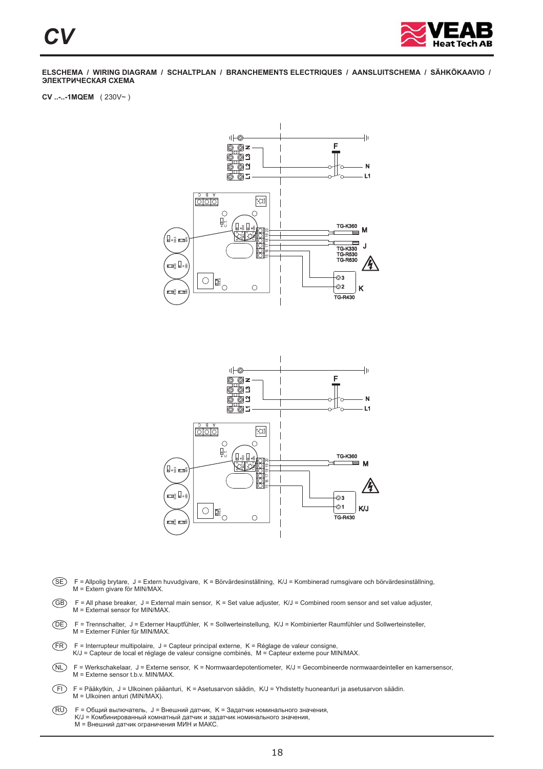**ELSCHEMA / WIRING DIAGRAM / SCHALTPLAN / BRANCHEMENTS ELECTRIQUES / AANSLUITSCHEMA / SÄHKÖKAAVIO / ЭЛЕКТРИЧЕСКАЯ СХЕМА**

**CV ..-..-1MQEM** ( 230V~ )

(SE) F = Allpolig brytare, J = Extern huvudgivare, K = Börvärdesinställning, K/J = Kombinerad rumsgivare och börvärdesinställning, M = Extern givare för MIN/MAX.

(GB) F = All phase breaker, J = External main sensor, K = Set value adjuster, K/J = Combined room sensor and set value adjuster, M = External sensor for MIN/MAX.

(DE) F = Trennschalter, J = Externer Hauptfühler, K = Sollwerteinstellung, K/J = Kombinierter Raumfühler und Sollwerteinsteller, M = Externer Fühler für MIN/MAX.

(FR) F = Interrupteur multipolaire, J = Capteur principal externe, K = Réglage de valeur consigne, K/J = Capteur de local et réglage de valeur consigne combinés, M = Capteur externe pour MIN/MAX.

(NL) F = Werkschakelaar, J = Externe sensor, K = Normwaardepotentiometer, K/J = Gecombineerde normwaardeinteller en kamersensor, M = Externe sensor t.b.v. MIN/MAX.

(FI) F = Pääkytkin, J = Ulkoinen pääanturi, K = Asetusarvon säädin, K/J = Yhdistetty huoneanturi ja asetusarvon säädin. M = Ulkoinen anturi (MIN/MAX).

(RU) F = Общий выключатель, J = Внешний датчик, K = Задатчик номинального значения, K/J = Комбинированный комнатный датчик и задатчик номинального значения, M = Внешний датчик ограничения МИН и МАКС.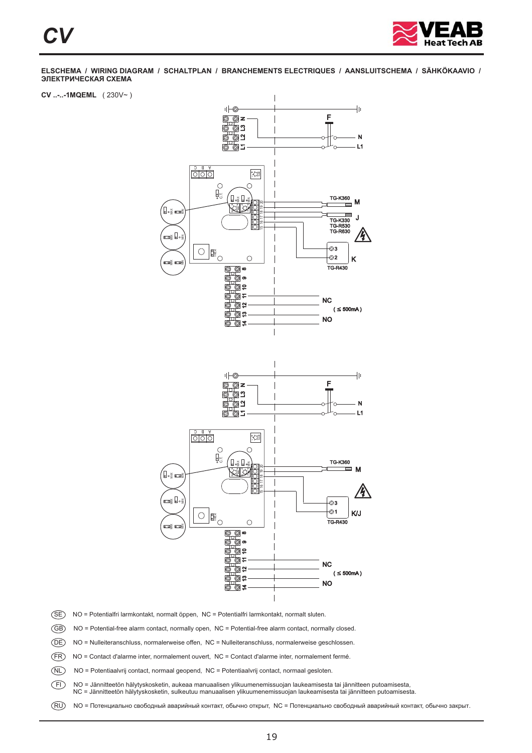**ELSCHEMA / WIRING DIAGRAM / SCHALTPLAN / BRANCHEMENTS ELECTRIQUES / AANSLUITSCHEMA / SÄHKÖKAAVIO / ЭЛЕКТРИЧЕСКАЯ СХЕМА**

**CV ..-..-1MQEML** ( 230V~ )

(SE) NO = Potentialfri larmkontakt, normalt öppen, NC = Potentialfri larmkontakt, normalt sluten.

(GB) NO = Potential-free alarm contact, normally open, NC = Potential-free alarm contact, normally closed.

(DE) NO = Nulleiteranschluss, normalerweise offen, NC = Nulleiteranschluss, normalerweise geschlossen.

(FR) NO = Contact d'alarme inter, normalement ouvert, NC = Contact d'alarme inter, normalement fermé.

(NL) NO = Potentiaalvrij contact, normaal geopend, NC = Potentiaalvrij contact, normaal gesloten.

(FI) NO = Jännitteetön hälytyskosketin, aukeaa manuaalisen ylikuumenemissuojan laukeamisesta tai jännitteen putoamisesta,
NC = Jännitteetön hälytyskosketin, sulkeutuu manuaalisen ylikuumenemissuojan laukeamisesta tai jännitteen putoamisesta.

(RU) NO = Потенциально свободный аварийный контакт, обычно открыт, NC = Потенциально свободный аварийный контакт, обычно закрыт.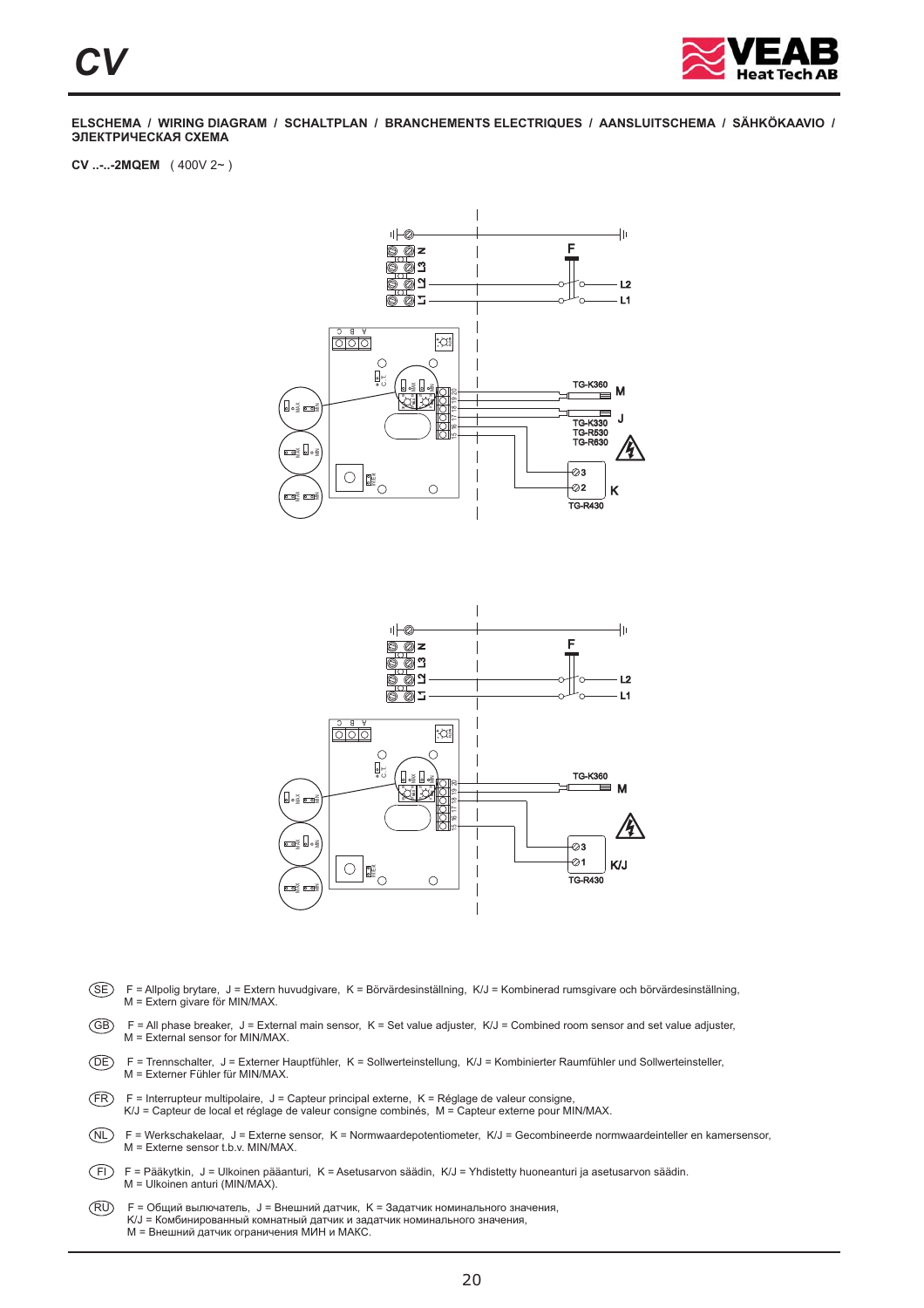**ELSCHEMA / WIRING DIAGRAM / SCHALTPLAN / BRANCHEMENTS ELECTRIQUES / AANSLUITSCHEMA / SÄHKÖKAAVIO / ЭЛЕКТРИЧЕСКАЯ СХЕМА**

**CV ..-..-2MQEM** ( 400V 2~ )

(SE) F = Allpolig brytare, J = Extern huvudgivare, K = Börvärdesinställning, K/J = Kombinerad rumsgivare och börvärdesinställning, M = Extern givare för MIN/MAX.

(GB) F = All phase breaker, J = External main sensor, K = Set value adjuster, K/J = Combined room sensor and set value adjuster, M = External sensor for MIN/MAX.

(DE) F = Trennschalter, J = Externer Hauptfühler, K = Sollwerteinstellung, K/J = Kombinierter Raumfühler und Sollwerteinsteller, M = Externer Fühler für MIN/MAX.

(FR) F = Interrupteur multipolaire, J = Capteur principal externe, K = Réglage de valeur consigne, K/J = Capteur de local et réglage de valeur consigne combinés, M = Capteur externe pour MIN/MAX.

(NL) F = Werkschakelaar, J = Externe sensor, K = Normwaardepotentiometer, K/J = Gecombineerde normwaardeinteller en kamersensor, M = Externe sensor t.b.v. MIN/MAX.

(FI) F = Pääkytkin, J = Ulkoinen pääanturi, K = Asetusarvon säädin, K/J = Yhdistetty huoneanturi ja asetusarvon säädin. M = Ulkoinen anturi (MIN/MAX).

(RU) F = Общий выключатель, J = Внешний датчик, K = Задатчик номинального значения, K/J = Комбинированный комнатный датчик и задатчик номинального значения, M = Внешний датчик ограничения МИН и МАКС.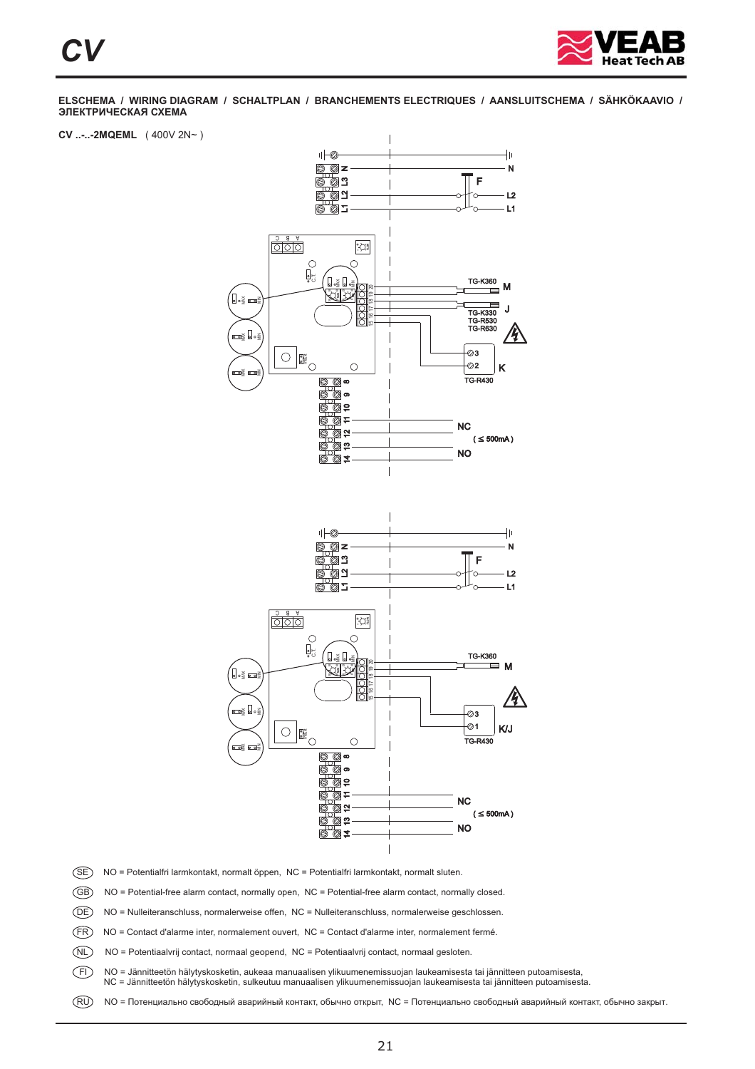**ELSCHEMA / WIRING DIAGRAM / SCHALTPLAN / BRANCHEMENTS ELECTRIQUES / AANSLUITSCHEMA / SÄHKÖKAAVIO / ЭЛЕКТРИЧЕСКАЯ СХЕМА**

**CV ..-..-2MQEML** ( 400V 2N~ )

N
L3
L2
L1
F
N
L2
L1
TG-K360
M
J
TG-K330
TG-R530
TG-R630
3
2
K
TG-R430
8
9
10
11
12
13
14
NC
( ≤ 500mA )
NO

N
L3
L2
L1
F
N
L2
L1
TG-K360
M
3
1
K/J
TG-R430
8
9
10
11
12
13
14
NC
( ≤ 500mA )
NO

(SE) NO = Potentialfri larmkontakt, normalt öppen, NC = Potentialfri larmkontakt, normalt sluten.

(GB) NO = Potential-free alarm contact, normally open, NC = Potential-free alarm contact, normally closed.

(DE) NO = Nulleiteranschluss, normalerweise offen, NC = Nulleiteranschluss, normalerweise geschlossen.

(FR) NO = Contact d'alarme inter, normalement ouvert, NC = Contact d'alarme inter, normalement fermé.

(NL) NO = Potentiaalvrij contact, normaal geopend, NC = Potentiaalvrij contact, normaal gesloten.

(FI) NO = Jännitteetön hälytyskosketin, aukeaa manuaalisen ylikuumenemissuojan laukeamisesta tai jännitteen putoamisesta,
NC = Jännitteetön hälytyskosketin, sulkeutuu manuaalisen ylikuumenemissuojan laukeamisesta tai jännitteen putoamisesta.

(RU) NO = Потенциально свободный аварийный контакт, обычно открыт, NC = Потенциально свободный аварийный контакт, обычно закрыт.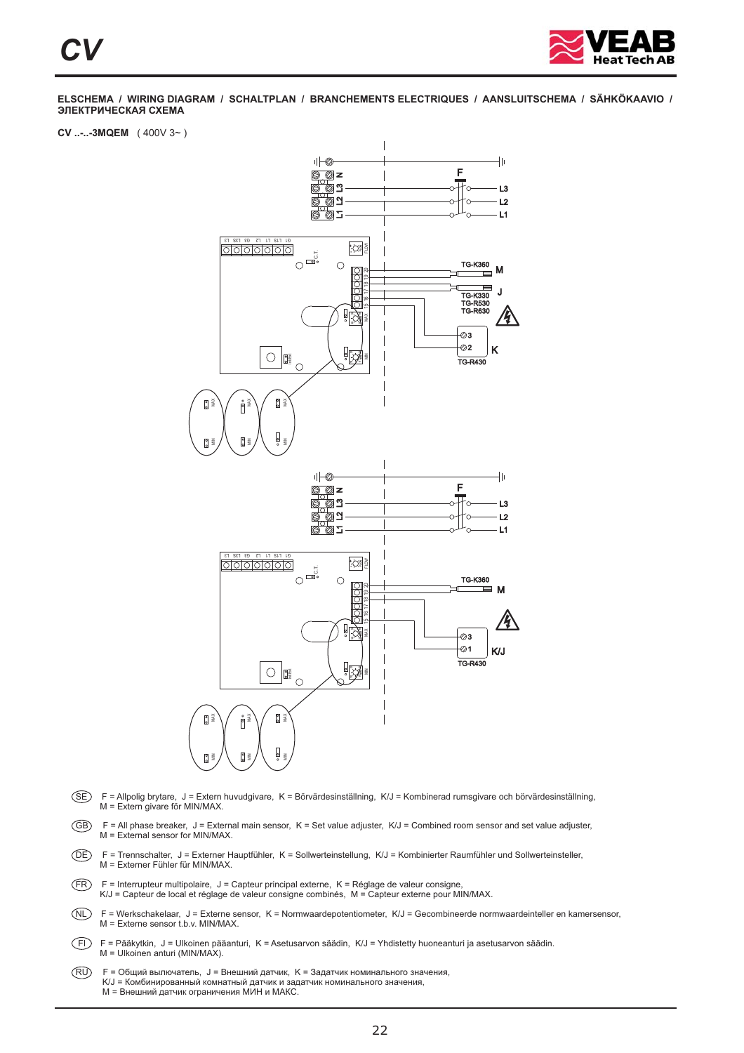**ELSCHEMA / WIRING DIAGRAM / SCHALTPLAN / BRANCHEMENTS ELECTRIQUES / AANSLUITSCHEMA / SÄHKÖKAAVIO / ЭЛЕКТРИЧЕСКАЯ СХЕМА**

**CV ..-..-3MQEM** ( 400V 3~ )

(SE) F = Allpolig brytare, J = Extern huvudgivare, K = Börvärdesinställning, K/J = Kombinerad rumsgivare och börvärdesinställning, M = Extern givare för MIN/MAX.

(GB) F = All phase breaker, J = External main sensor, K = Set value adjuster, K/J = Combined room sensor and set value adjuster, M = External sensor for MIN/MAX.

(DE) F = Trennschalter, J = Externer Hauptfühler, K = Sollwerteinstellung, K/J = Kombinierter Raumfühler und Sollwerteinsteller, M = Externer Fühler für MIN/MAX.

(FR) F = Interrupteur multipolaire, J = Capteur principal externe, K = Réglage de valeur consigne, K/J = Capteur de local et réglage de valeur consigne combinés, M = Capteur externe pour MIN/MAX.

(NL) F = Werkschakelaar, J = Externe sensor, K = Normwaardepotentiometer, K/J = Gecombineerde normwaardeinteller en kamersensor, M = Externe sensor t.b.v. MIN/MAX.

(FI) F = Pääkytkin, J = Ulkoinen pääanturi, K = Asetusarvon säädin, K/J = Yhdistetty huoneanturi ja asetusarvon säädin. M = Ulkoinen anturi (MIN/MAX).

(RU) F = Общий выключатель, J = Внешний датчик, K = Задатчик номинального значения, K/J = Комбинированный комнатный датчик и задатчик номинального значения, M = Внешний датчик ограничения МИН и МАКС.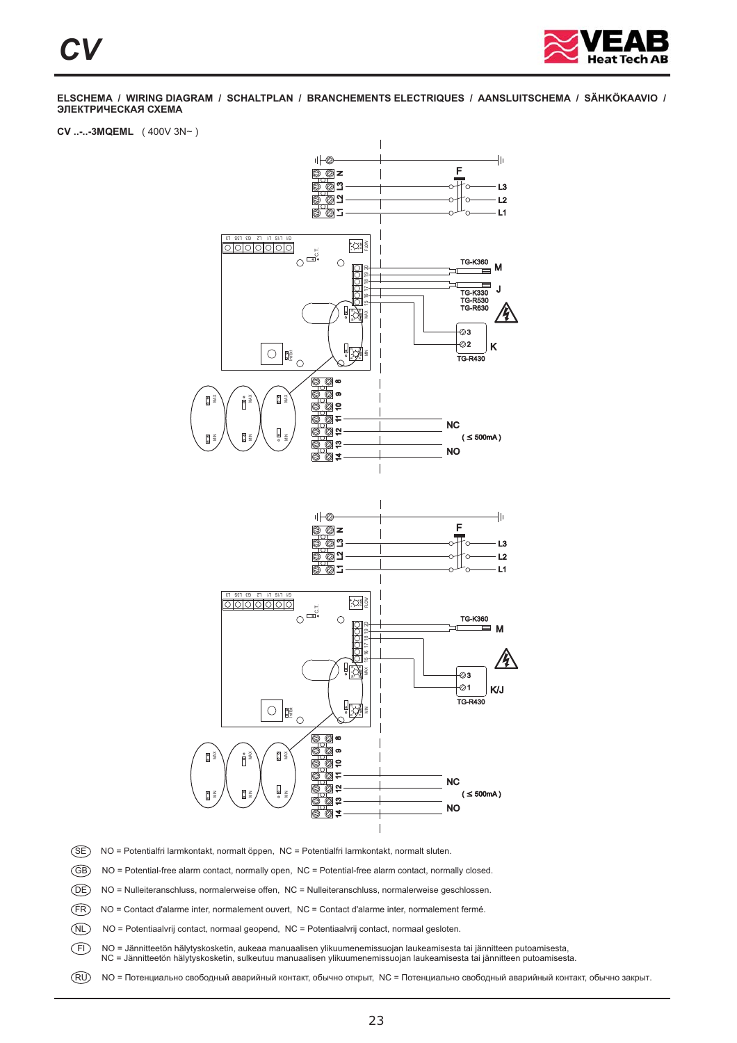**ELSCHEMA / WIRING DIAGRAM / SCHALTPLAN / BRANCHEMENTS ELECTRIQUES / AANSLUITSCHEMA / SÄHKÖKAAVIO / ЭЛЕКТРИЧЕСКАЯ СХЕМА**

**CV ..-..-3MQEML** ( 400V 3N~ )

F

L3
L2
L1

TG-K360 M

J

TG-K330
TG-R530
TG-R630

3
2 K
TG-R430

8
9
10
11
12
13
14

NC
( ≤ 500mA )
NO

F

L3
L2
L1

TG-K360 M

3
1 K/J
TG-R430

NC
( ≤ 500mA )
NO

(SE) NO = Potentialfri larmkontakt, normalt öppen, NC = Potentialfri larmkontakt, normalt sluten.

(GB) NO = Potential-free alarm contact, normally open, NC = Potential-free alarm contact, normally closed.

(DE) NO = Nulleiteranschluss, normalerweise offen, NC = Nulleiteranschluss, normalerweise geschlossen.

(FR) NO = Contact d'alarme inter, normalement ouvert, NC = Contact d'alarme inter, normalement fermé.

(NL) NO = Potentiaalvrij contact, normaal geopend, NC = Potentiaalvrij contact, normaal gesloten.

(FI) NO = Jännitteetön hälytyskosketin, aukeaa manuaalisen ylikuumenemissuojan laukeamisesta tai jännitteen putoamisesta,
NC = Jännitteetön hälytyskosketin, sulkeutuu manuaalisen ylikuumenemissuojan laukeamisesta tai jännitteen putoamisesta.

(RU) NO = Потенциально свободный аварийный контакт, обычно открыт, NC = Потенциально свободный аварийный контакт, обычно закрыт.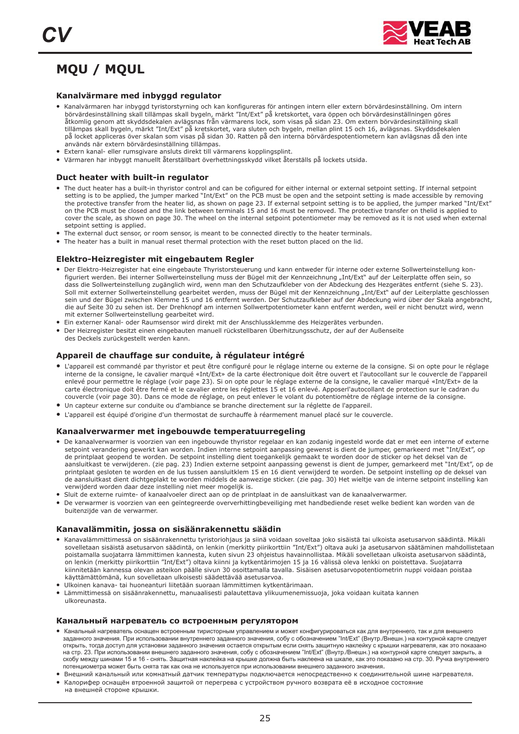# MQU / MQUL

### Kanalvärmare med inbyggd regulator

- Kanalvärmaren har inbyggd tyristorstyrning och kan konfigureras för antingen intern eller extern börvärdesinställning. Om intern börvärdesinställning skall tillämpas skall bygeln, märkt "Int/Ext" på kretskortet, vara öppen och börvärdesinställningen göres åtkomlig genom att skyddsdekalen avlägsnas från värmarens lock, som visas på sidan 23. Om extern börvärdesinställning skall tillämpas skall bygeln, märkt "Int/Ext" på kretskortet, vara sluten och bygeln, mellan plint 15 och 16, avlägsnas. Skyddsdekalen på locket appliceras över skalan som visas på sidan 30. Ratten på den interna börvärdespotentiometern kan avlägsnas då den inte används när extern börvärdesinställning tillämpas.
- Extern kanal- eller rumsgivare ansluts direkt till värmarens kopplingsplint.
- Värmaren har inbyggt manuellt återställbart överhettningsskydd vilket återställs på lockets utsida.

### Duct heater with built-in regulator

- The duct heater has a built-in thyristor control and can be cofigured for either internal or external setpoint setting. If internal setpoint setting is to be applied, the jumper marked "Int/Ext" on the PCB must be open and the setpoint setting is made accessible by removing the protective transfer from the heater lid, as shown on page 23. If external setpoint setting is to be applied, the jumper marked "Int/Ext" on the PCB must be closed and the link between terminals 15 and 16 must be removed. The protective transfer on thelid is applied to cover the scale, as shown on page 30. The wheel on the internal setpoint potentiometer may be removed as it is not used when external setpoint setting is applied.
- The external duct sensor, or room sensor, is meant to be connected directly to the heater terminals.
- The heater has a built in manual reset thermal protection with the reset button placed on the lid.

### Elektro-Heizregister mit eingebautem Regler

- Der Elektro-Heizregister hat eine eingebaute Thyristorsteuerung und kann entweder für interne oder externe Sollwerteinstellung konfiguriert werden. Bei interner Sollwerteinstellung muss der Bügel mit der Kennzeichnung „Int/Ext" auf der Leiterplatte offen sein, so dass die Sollwerteinstellung zugänglich wird, wenn man den Schutzaufkleber von der Abdeckung des Hezgerätes entfernt (siehe S. 23). Soll mit externer Sollwerteinstellung gearbeitet werden, muss der Bügel mit der Kennzeichnung „Int/Ext" auf der Leiterplatte geschlossen sein und der Bügel zwischen Klemme 15 und 16 entfernt werden. Der Schutzaufkleber auf der Abdeckung wird über der Skala angebracht, die auf Seite 30 zu sehen ist. Der Drehknopf am internen Sollwertpotentiometer kann entfernt werden, weil er nicht benutzt wird, wenn mit externer Sollwerteinstellung gearbeitet wird.
- Ein externer Kanal- oder Raumsensor wird direkt mit der Anschlussklemme des Heizgerätes verbunden.
- Der Heizregister besitzt einen eingebauten manuell rückstellbaren Überhitzungsschutz, der auf der Außenseite des Deckels zurückgestellt werden kann.

### Appareil de chauffage sur conduite, à régulateur intégré

- L'appareil est commandé par thyristor et peut être configuré pour le réglage interne ou externe de la consigne. Si on opte pour le réglage interne de la consigne, le cavalier marqué «Int/Ext» de la carte électronique doit être ouvert et l'autocollant sur le couvercle de l'appareil enlevé pour permettre le réglage (voir page 23). Si on opte pour le réglage externe de la consigne, le cavalier marqué «Int/Ext» de la carte électronique doit être fermé et le cavalier entre les réglettes 15 et 16 enlevé. Apposerl'autocollant de protection sur le cadran du couvercle (voir page 30). Dans ce mode de réglage, on peut enlever le volant du potentiomètre de réglage interne de la consigne.
- Un capteur externe sur conduite ou d'ambiance se branche directement sur la réglette de l'appareil.
- L'appareil est équipé d'origine d'un thermostat de surchauffe à réarmement manuel placé sur le couvercle.

### Kanaalverwarmer met ingebouwde temperatuurregeling

- De kanaalverwarmer is voorzien van een ingebouwde thyristor regelaar en kan zodanig ingesteld worde dat er met een interne of externe setpoint verandering gewerkt kan worden. Indien interne setpoint aanpassing gewenst is dient de jumper, gemarkeerd met "Int/Ext", op de printplaat geopend te worden. De setpoint instelling dient toegankelijk gemaakt te worden door de sticker op het deksel van de aansluitkast te verwijderen. (zie pag. 23) Indien externe setpoint aanpassing gewenst is dient de jumper, gemarkeerd met "Int/Ext", op de printplaat gesloten te worden en de lus tussen aansluitklem 15 en 16 dient verwijderd te worden. De setpoint instelling op de deksel van de aansluitkast dient dichtgeplakt te worden middels de aanwezige sticker. (zie pag. 30) Het wieltje van de interne setpoint instelling kan verwijderd worden daar deze instelling niet meer mogelijk is.
- Sluit de externe ruimte- of kanaalvoeler direct aan op de printplaat in de aansluitkast van de kanaalverwarmer.
- De verwarmer is voorzien van een geïntegreerde oververhittingbeveiliging met handbediende reset welke bedient kan worden van de buitenzijde van de verwarmer.

### Kanavalämmitin, jossa on sisäänrakennettu säädin

- Kanavalämmittimessä on sisäänrakennettu tyristoriohjaus ja siinä voidaan soveltaa joko sisäistä tai ulkoista asetusarvon säädintä. Mikäli sovelletaan sisäistä asetusarvon säädintä, on lenkin (merkitty piirikorttiin "Int/Ext") oltava auki ja asetusarvon säätäminen mahdollistetaan poistamalla suojatarra lämmittimen kannesta, kuten sivun 23 ohjeistus havainnollistaa. Mikäli sovelletaan ulkoista asetusarvon säädintä, on lenkin (merkitty piirikorttiin "Int/Ext") oltava kiinni ja kytkentärimojen 15 ja 16 välissä oleva lenkki on poistettava. Suojatarra kiinnitetään kannessa olevan asteikon päälle sivun 30 osoittamalla tavalla. Sisäisen asetusarvopotentiometrin nuppi voidaan poistaa käyttämättömänä, kun sovelletaan ulkoisesti säädettävää asetusarvoa.
- Ulkoinen kanava- tai huoneanturi liitetään suoraan lämmittimen kytkentärimaan.
- Lämmittimessä on sisäänrakennettu, manuaalisesti palautettava ylikuumenemissuoja, joka voidaan kuitata kannen ulkoreunasta.

### Канальный нагреватель со встроенным регулятором

- Канальный нагреватель оснащен встроенным тиристорным управлением и может конфигурироваться как для внутреннего, так и для внешнего заданного значения. При использовании внутреннего заданного значения, собу с обозначением "Int/Ext" (Внутр./Внешн.) на контурной карте следует открыть, тогда доступ для установки заданного значения остается открытым если снять защитную наклейку с крышки нагревателя, как это показано на стр. 23. При использовании внешнего заданного значения, собу с обозначением "Int/Ext" (Внутр./Внешн.) на контурной карте следует закрыть, а скобу между шинами 15 и 16 - снять. Защитная наклейка на крышке должна быть наклеена на шкале, как это показано на стр. 30. Ручка внутреннего потенциометра может быть снята так как она не используется при использовании внешнего заданного значения.
- Внешний канальный или комнатный датчик температуры подключается непосредственно к соединительной шине нагревателя.
- Калорифер оснащён втроенной защитой от перегрева с устройством ручного возврата её в исходное состояние на внешней стороне крышки.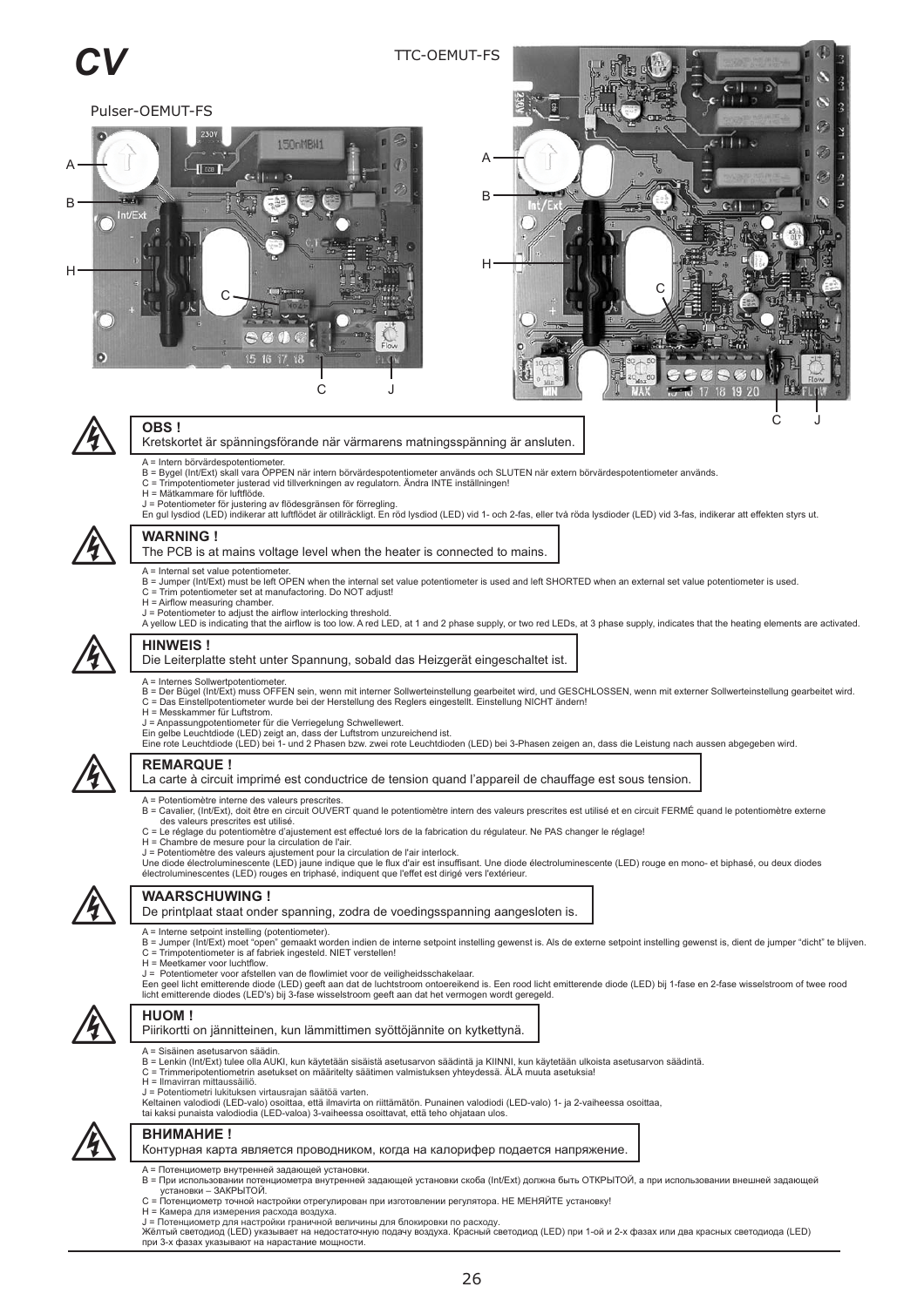# CV

Pulser-OEMUT-FS

TTC-OEMUT-FS

**OBS !**

Kretskortet är spänningsförande när värmarens matningsspänning är ansluten.

A = Intern börvärdespotentiometer.
B = Bygel (Int/Ext) skall vara ÖPPEN när intern börvärdespotentiometer används och SLUTEN när extern börvärdespotentiometer används.
C = Trimpotentiometer justerad vid tillverkningen av regulatorn. Ändra INTE inställningen!
H = Mätkammare för luftflöde.
J = Potentiometer för justering av flödesgränsen för förregling.
En gul lysdiod (LED) indikerar att luftflödet är otillräckligt. En röd lysdiod (LED) vid 1- och 2-fas, eller två röda lysdioder (LED) vid 3-fas, indikerar att effekten styrs ut.

**WARNING !**

The PCB is at mains voltage level when the heater is connected to mains.

A = Internal set value potentiometer.
B = Jumper (Int/Ext) must be left OPEN when the internal set value potentiometer is used and left SHORTED when an external set value potentiometer is used.
C = Trim potentiometer set at manufactoring. Do NOT adjust!
H = Airflow measuring chamber.
J = Potentiometer to adjust the airflow interlocking threshold.
A yellow LED is indicating that the airflow is too low. A red LED, at 1 and 2 phase supply, or two red LEDs, at 3 phase supply, indicates that the heating elements are activated.

**HINWEIS !**

Die Leiterplatte steht unter Spannung, sobald das Heizgerät eingeschaltet ist.

A = Internes Sollwertpotentiometer.
B = Der Bügel (Int/Ext) muss OFFEN sein, wenn mit interner Sollwerteinstellung gearbeitet wird, und GESCHLOSSEN, wenn mit externer Sollwerteinstellung gearbeitet wird.
C = Das Einstellpotentiometer wurde bei der Herstellung des Reglers eingestellt. Einstellung NICHT ändern!
H = Messkammer für Luftstrom.
J = Anpassungpotentiometer für die Verriegelung Schwellewert.
Ein gelbe Leuchtdiode (LED) zeigt an, dass der Luftstrom unzureichend ist.
Eine rote Leuchtdiode (LED) bei 1- und 2 Phasen bzw. zwei rote Leuchtdioden (LED) bei 3-Phasen zeigen an, dass die Leistung nach aussen abgegeben wird.

**REMARQUE !**

La carte à circuit imprimé est conductrice de tension quand l'appareil de chauffage est sous tension.

A = Potentiomètre interne des valeurs prescrites.
B = Cavalier, (Int/Ext), doit être en circuit OUVERT quand le potentiomètre intern des valeurs prescrites est utilisé et en circuit FERMÉ quand le potentiomètre externe des valeurs prescrites est utilisé.
C = Le réglage du potentiomètre d'ajustement est effectué lors de la fabrication du régulateur. Ne PAS changer le réglage!
H = Chambre de mesure pour la circulation de l'air.
J = Potentiomètre des valeurs ajustement pour la circulation de l'air interlock.
Une diode électroluminescente (LED) jaune indique que le flux d'air est insuffisant. Une diode électroluminescente (LED) rouge en mono- et biphasé, ou deux diodes électroluminescentes (LED) rouges en triphasé, indiquent que l'effet est dirigé vers l'extérieur.

**WAARSCHUWING !**

De printplaat staat onder spanning, zodra de voedingsspanning aangesloten is.

A = Interne setpoint instelling (potentiometer).
B = Jumper (Int/Ext) moet "open" gemaakt worden indien de interne setpoint instelling gewenst is. Als de externe setpoint instelling gewenst is, dient de jumper "dicht" te blijven.
C = Trimpotentiometer is af fabriek ingesteld. NIET verstellen!
H = Meetkamer voor luchtflow.
J = Potentiometer voor afstellen van de flowlimiet voor de veiligheidsschakelaar.
Een geel licht emitterende diode (LED) geeft aan dat de luchtstroom ontoereikend is. Een rood licht emitterende diode (LED) bij 1-fase en 2-fase wisselstroom of twee rood licht emitterende diodes (LED's) bij 3-fase wisselstroom geeft aan dat het vermogen wordt geregeld.

**HUOM !**

Piirikortti on jännitteinen, kun lämmittimen syöttöjännite on kytkettynä.

A = Sisäinen asetusarvon säädin.
B = Lenkin (Int/Ext) tulee olla AUKI, kun käytetään sisäistä asetusarvon säädintä ja KIINNI, kun käytetään ulkoista asetusarvon säädintä.
C = Trimmeripotentiometrin asetukset on määritelty säätimen valmistuksen yhteydessä. ÄLÄ muuta asetuksia!
H = Ilmavirran mittaussäiliö.
J = Potentiometri lukituksen virtausrajan säätöä varten.
Keltainen valodiodi (LED-valo) osoittaa, että ilmavirta on riittämätön. Punainen valodiodi (LED-valo) 1- ja 2-vaiheessa osoittaa, tai kaksi punaista valodiodia (LED-valoa) 3-vaiheessa osoittavat, että teho ohjataan ulos.

**ВНИМАНИЕ !**

Контурная карта является проводником, когда на калорифер подается напряжение.

A = Потенциометр внутренней задающей установки.
B = При использовании потенциометра внутренней задающей установки скоба (Int/Ext) должна быть ОТКРЫТОЙ, а при использовании внешней задающей установки – ЗАКРЫТОЙ.
C = Потенциометр точной настройки отрегулирован при изготовлении регулятора. НЕ МЕНЯЙТЕ установку!
H = Камера для измерения расхода воздуха.
J = Потенциометр для настройки граничной величины для блокировки по расходу.
Жёлтый светодиод (LED) указывает на недостаточную подачу воздуха. Красный светодиод (LED) при 1-ой и 2-х фазах или два красных светодиода (LED) при 3-х фазах указывают на нарастание мощности.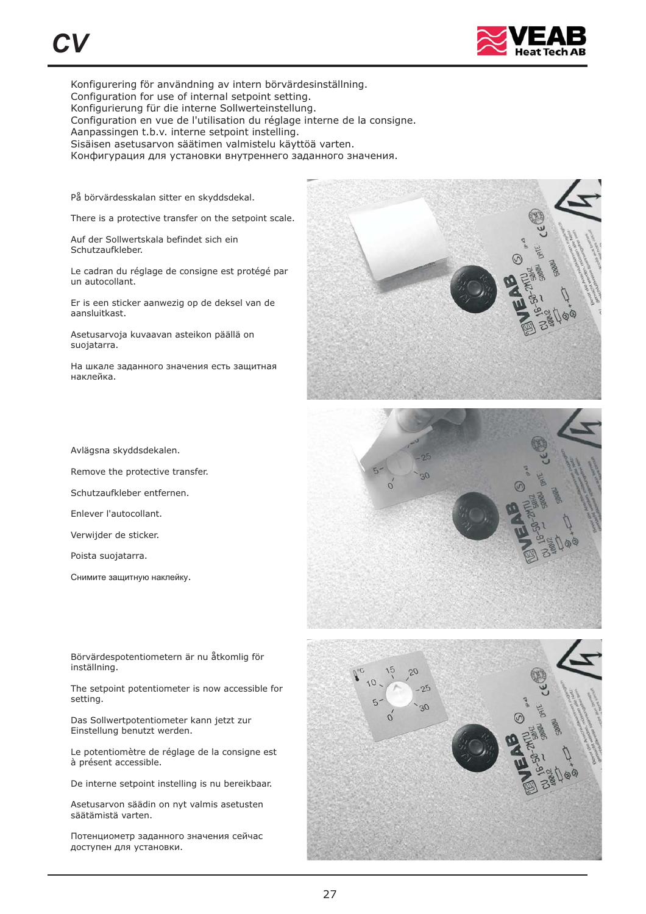Konfigurering för användning av intern börvärdesinställning.
Configuration for use of internal setpoint setting.
Konfigurierung für die interne Sollwerteinstellung.
Configuration en vue de l'utilisation du réglage interne de la consigne.
Aanpassingen t.b.v. interne setpoint instelling.
Sisäisen asetusarvon säätimen valmistelu käyttöä varten.
Конфигурация для установки внутреннего заданного значения.

På börvärdesskalan sitter en skyddsdekal.

There is a protective transfer on the setpoint scale.

Auf der Sollwertskala befindet sich ein Schutzaufkleber.

Le cadran du réglage de consigne est protégé par un autocollant.

Er is een sticker aanwezig op de deksel van de aansluitkast.

Asetusarvoja kuvaavan asteikon päällä on suojatarra.

На шкале заданного значения есть защитная наклейка.

Avlägsna skyddsdekalen.

Remove the protective transfer.

Schutzaufkleber entfernen.

Enlever l'autocollant.

Verwijder de sticker.

Poista suojatarra.

Снимите защитную наклейку.

Börvärdespotentiometern är nu åtkomlig för inställning.

The setpoint potentiometer is now accessible for setting.

Das Sollwertpotentiometer kann jetzt zur Einstellung benutzt werden.

Le potentiomètre de réglage de la consigne est à présent accessible.

De interne setpoint instelling is nu bereikbaar.

Asetusarvon säädin on nyt valmis asetusten säätämistä varten.

Потенциометр заданного значения сейчас доступен для установки.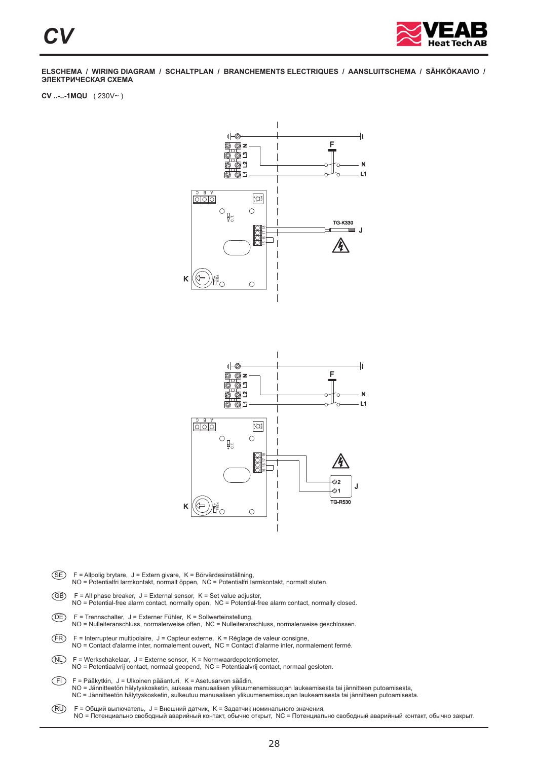**ELSCHEMA / WIRING DIAGRAM / SCHALTPLAN / BRANCHEMENTS ELECTRIQUES / AANSLUITSCHEMA / SÄHKÖKAAVIO / ЭЛЕКТРИЧЕСКАЯ СХЕМА**

**CV ..-..-1MQU** ( 230V~ )

(SE) F = Allpolig brytare, J = Extern givare, K = Börvärdesinställning,
NO = Potentialfri larmkontakt, normalt öppen, NC = Potentialfri larmkontakt, normalt sluten.

(GB) F = All phase breaker, J = External sensor, K = Set value adjuster,
NO = Potential-free alarm contact, normally open, NC = Potential-free alarm contact, normally closed.

(DE) F = Trennschalter, J = Externer Fühler, K = Sollwerteinstellung,
NO = Nulleiteranschluss, normalerweise offen, NC = Nulleiteranschluss, normalerweise geschlossen.

(FR) F = Interrupteur multipolaire, J = Capteur externe, K = Réglage de valeur consigne,
NO = Contact d'alarme inter, normalement ouvert, NC = Contact d'alarme inter, normalement fermé.

(NL) F = Werkschakelaar, J = Externe sensor, K = Normwaardepotentiometer,
NO = Potentiaalvrij contact, normaal geopend, NC = Potentiaalvrij contact, normaal gesloten.

(FI) F = Pääkytkin, J = Ulkoinen pääanturi, K = Asetusarvon säädin,
NO = Jännitteetön hälytyskosketin, aukeaa manuaalisen ylikuumenemissuojan laukeamisesta tai jännitteen putoamisesta,
NC = Jännitteetön hälytyskosketin, sulkeutuu manuaalisen ylikuumenemissuojan laukeamisesta tai jännitteen putoamisesta.

(RU) F = Общий выключатель, J = Внешний датчик, K = Задатчик номинального значения,
NO = Потенциально свободный аварийный контакт, обычно открыт, NC = Потенциально свободный аварийный контакт, обычно закрыт.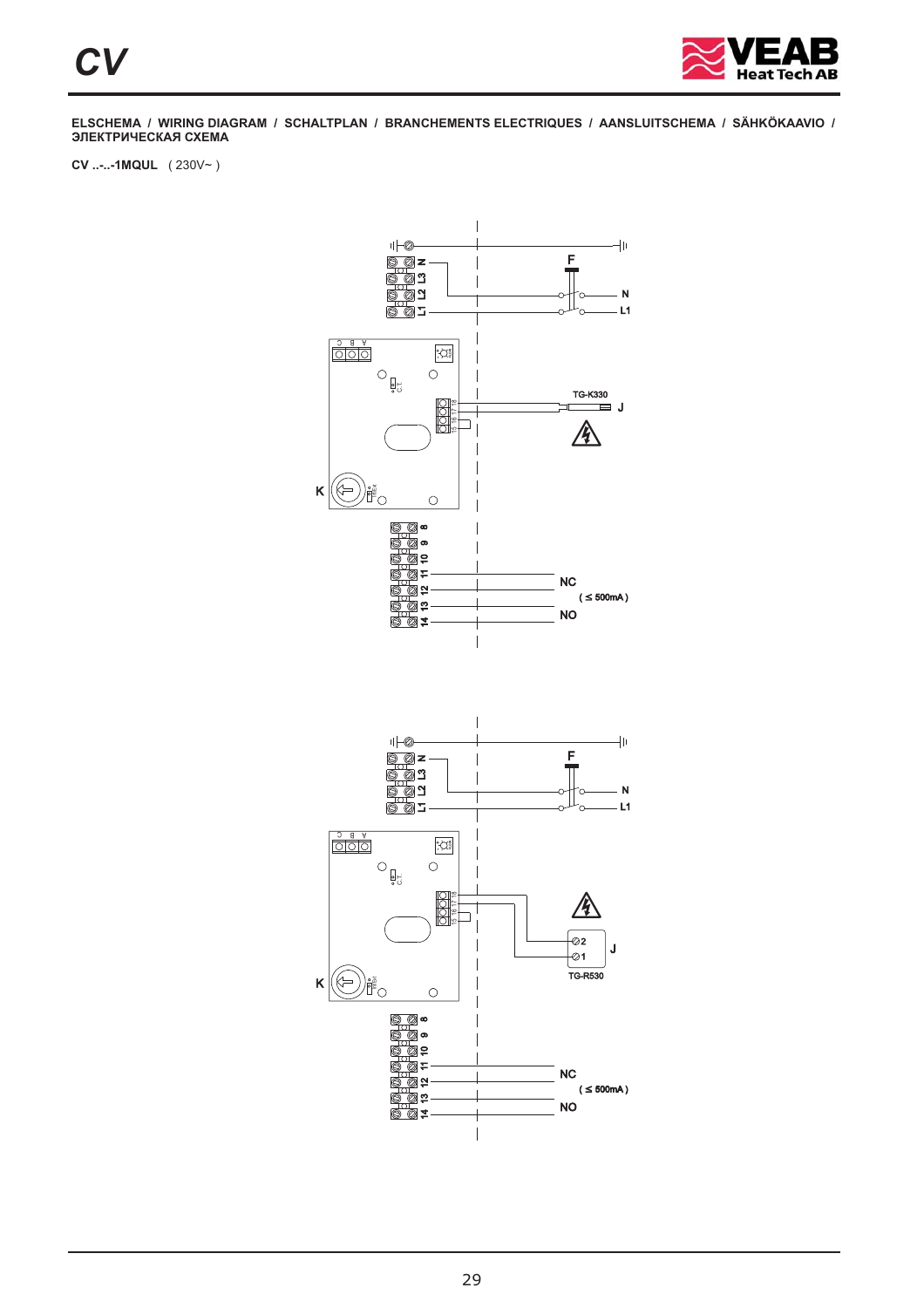**ELSCHEMA / WIRING DIAGRAM / SCHALTPLAN / BRANCHEMENTS ELECTRIQUES / AANSLUITSCHEMA / SÄHKÖKAAVIO / ЭЛЕКТРИЧЕСКАЯ СХЕМА**

**CV ..-..-1MQUL** ( 230V~ )

F

N

L1

TG-K330

J

K

NC

( ≤ 500mA )

NO

F

N

L1

J

TG-R530

K

NC

( ≤ 500mA )

NO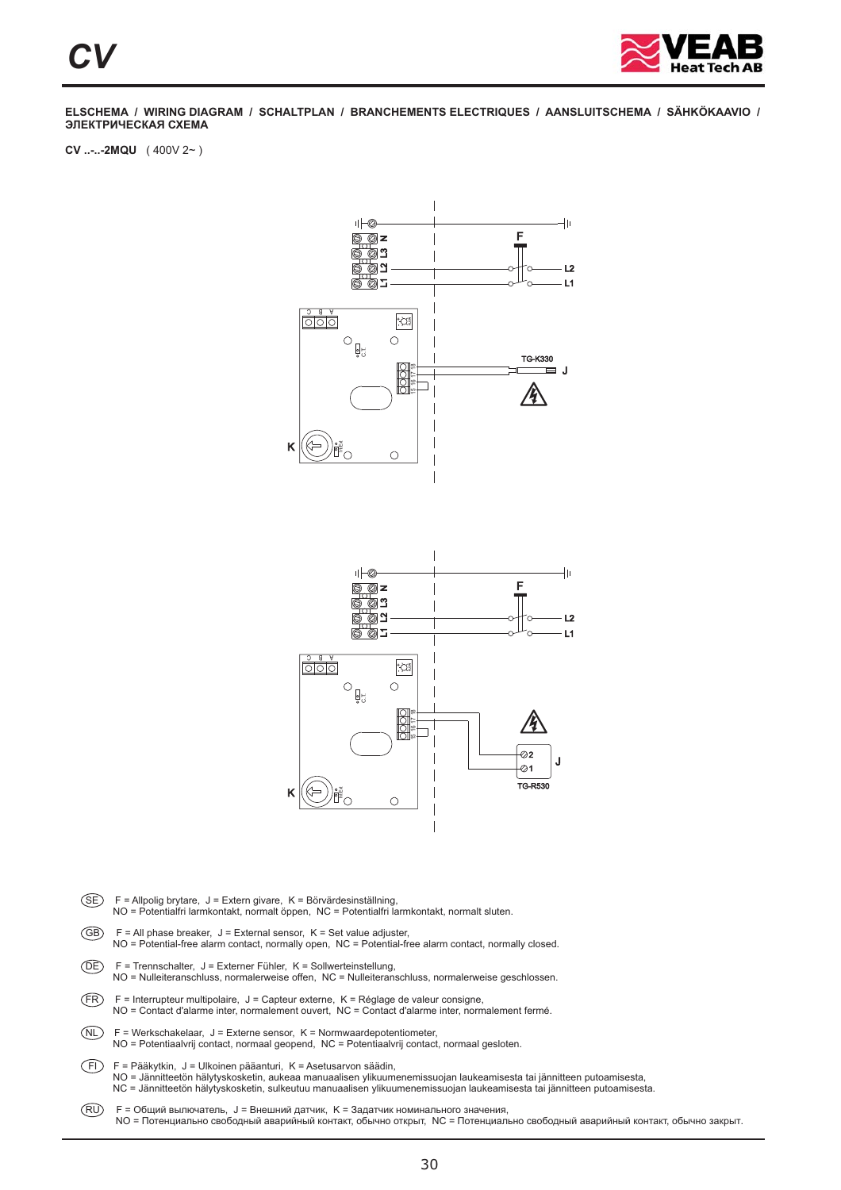**ELSCHEMA / WIRING DIAGRAM / SCHALTPLAN / BRANCHEMENTS ELECTRIQUES / AANSLUITSCHEMA / SÄHKÖKAAVIO / ЭЛЕКТРИЧЕСКАЯ СХЕМА**

**CV ..-..-2MQU** ( 400V 2~ )

(SE) F = Allpolig brytare, J = Extern givare, K = Börvärdesinställning,
NO = Potentialfri larmkontakt, normalt öppen, NC = Potentialfri larmkontakt, normalt sluten.

(GB) F = All phase breaker, J = External sensor, K = Set value adjuster,
NO = Potential-free alarm contact, normally open, NC = Potential-free alarm contact, normally closed.

(DE) F = Trennschalter, J = Externer Fühler, K = Sollwerteinstellung,
NO = Nulleiteranschluss, normalerweise offen, NC = Nulleiteranschluss, normalerweise geschlossen.

(FR) F = Interrupteur multipolaire, J = Capteur externe, K = Réglage de valeur consigne,
NO = Contact d'alarme inter, normalement ouvert, NC = Contact d'alarme inter, normalement fermé.

(NL) F = Werkschakelaar, J = Externe sensor, K = Normwaardepotentiometer,
NO = Potentiaalvrij contact, normaal geopend, NC = Potentiaalvrij contact, normaal gesloten.

(FI) F = Pääkytkin, J = Ulkoinen pääanturi, K = Asetusarvon säädin,
NO = Jännitteetön hälytyskosketin, aukeaa manuaalisen ylikuumenemissuojan laukeamisesta tai jännitteen putoamisesta,
NC = Jännitteetön hälytyskosketin, sulkeutuu manuaalisen ylikuumenemissuojan laukeamisesta tai jännitteen putoamisesta.

(RU) F = Общий выключатель, J = Внешний датчик, K = Задатчик номинального значения,
NO = Потенциально свободный аварийный контакт, обычно открыт, NC = Потенциально свободный аварийный контакт, обычно закрыт.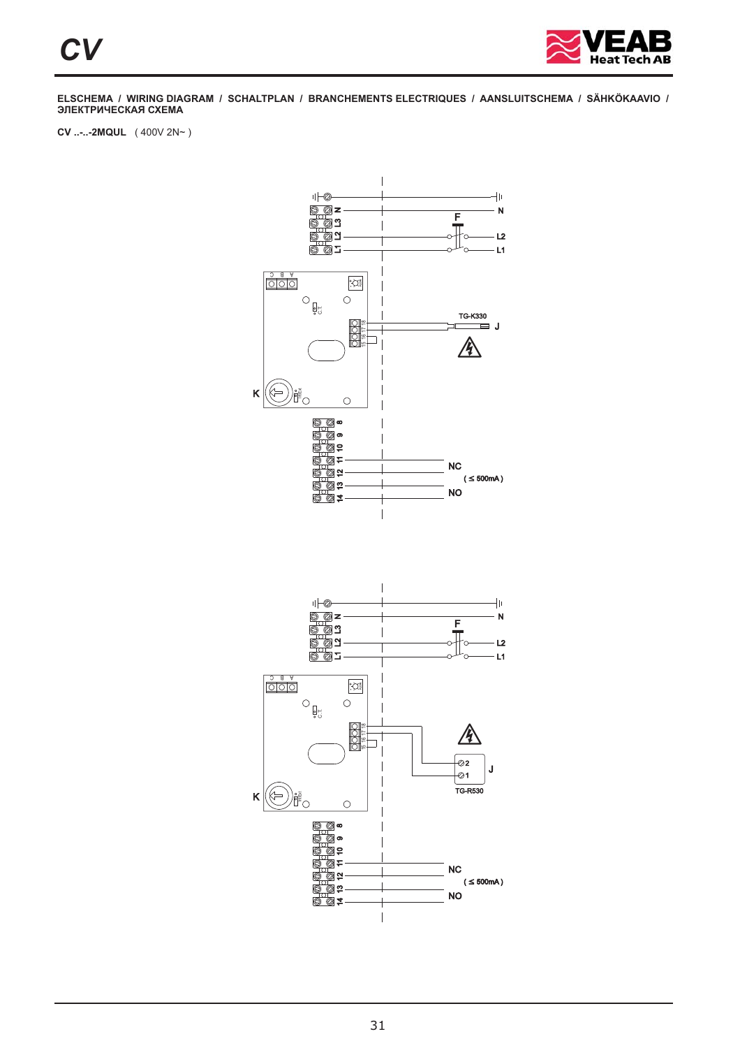**ELSCHEMA / WIRING DIAGRAM / SCHALTPLAN / BRANCHEMENTS ELECTRIQUES / AANSLUITSCHEMA / SÄHKÖKAAVIO / ЭЛЕКТРИЧЕСКАЯ СХЕМА**

**CV ..-..-2MQUL** ( 400V 2N~ )

N
F
L3
L2
L1
TG-K330
J
K
8
9
10
11
12
13
14
NC
( ≤ 500mA )
NO

N
F
L3
L2
L1
2
1
J
TG-R530
K
8
9
10
11
12
13
14
NC
( ≤ 500mA )
NO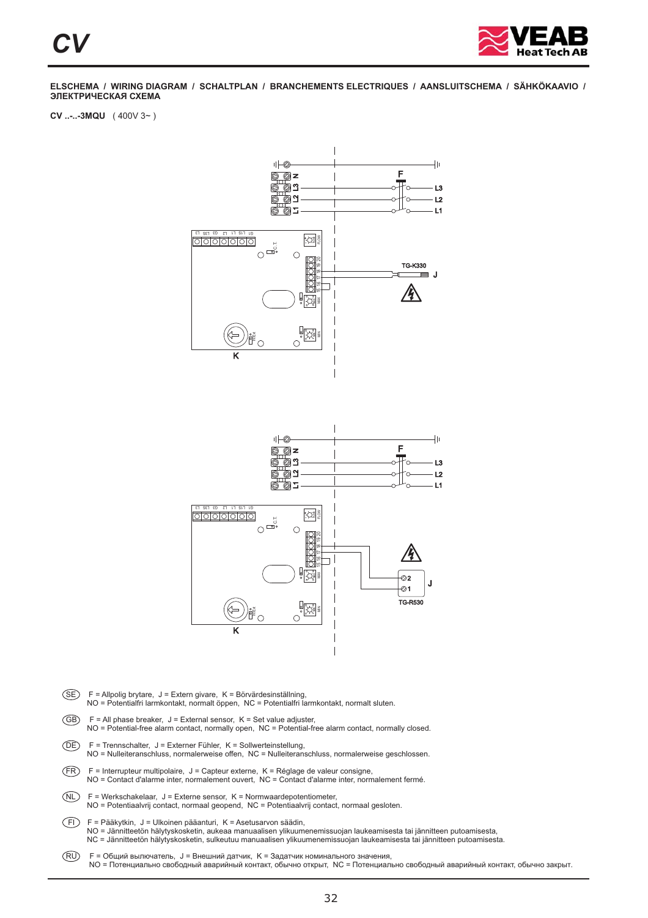ELSCHEMA / WIRING DIAGRAM / SCHALTPLAN / BRANCHEMENTS ELECTRIQUES / AANSLUITSCHEMA / SÄHKÖKAAVIO / ЭЛЕКТРИЧЕСКАЯ СХЕМА

**CV ..-..-3MQU** ( 400V 3~ )

(SE) F = Allpolig brytare, J = Extern givare, K = Börvärdesinställning,
NO = Potentialfri larmkontakt, normalt öppen, NC = Potentialfri larmkontakt, normalt sluten.

(GB) F = All phase breaker, J = External sensor, K = Set value adjuster,
NO = Potential-free alarm contact, normally open, NC = Potential-free alarm contact, normally closed.

(DE) F = Trennschalter, J = Externer Fühler, K = Sollwerteinstellung,
NO = Nulleiteranschluss, normalerweise offen, NC = Nulleiteranschluss, normalerweise geschlossen.

(FR) F = Interrupteur multipolaire, J = Capteur externe, K = Réglage de valeur consigne,
NO = Contact d'alarme inter, normalement ouvert, NC = Contact d'alarme inter, normalement fermé.

(NL) F = Werkschakelaar, J = Externe sensor, K = Normwaardepotentiometer,
NO = Potentiaalvrij contact, normaal geopend, NC = Potentiaalvrij contact, normaal gesloten.

(FI) F = Pääkytkin, J = Ulkoinen pääanturi, K = Asetusarvon säädin,
NO = Jännitteetön hälytyskosketin, aukeaa manuaalisen ylikuumenemissuojan laukeamisesta tai jännitteen putoamisesta,
NC = Jännitteetön hälytyskosketin, sulkeutuu manuaalisen ylikuumenemissuojan laukeamisesta tai jännitteen putoamisesta.

(RU) F = Общий выключатель, J = Внешний датчик, K = Задатчик номинального значения,
NO = Потенциально свободный аварийный контакт, обычно открыт, NC = Потенциально свободный аварийный контакт, обычно закрыт.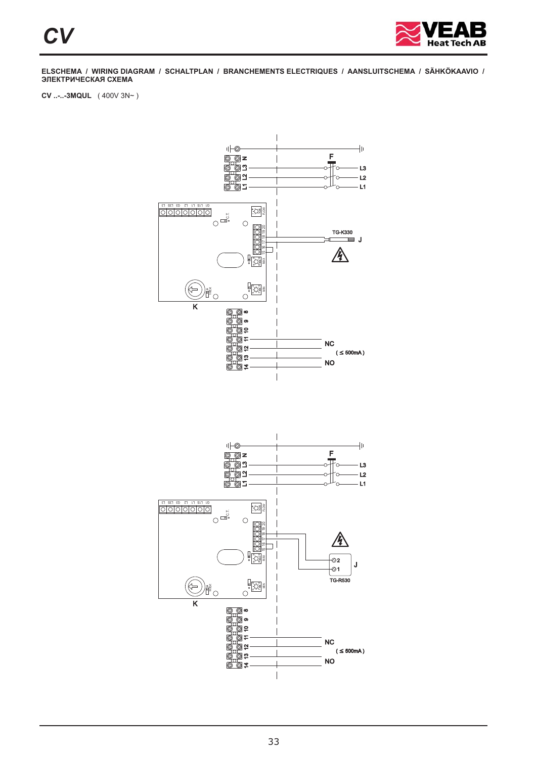ELSCHEMA / WIRING DIAGRAM / SCHALTPLAN / BRANCHEMENTS ELECTRIQUES / AANSLUITSCHEMA / SÄHKÖKAAVIO / ЭЛЕКТРИЧЕСКАЯ СХЕМА

**CV ..-..-3MQUL** ( 400V 3N~ )

N
L3
L2
L1
F
L3
L2
L1
TG-K330
J
K
8
9
10
11
12
13
14
NC
( ≤ 500mA )
NO

N
L3
L2
L1
F
L3
L2
L1
2
1
J
TG-R530
K
8
9
10
11
12
13
14
NC
( ≤ 500mA )
NO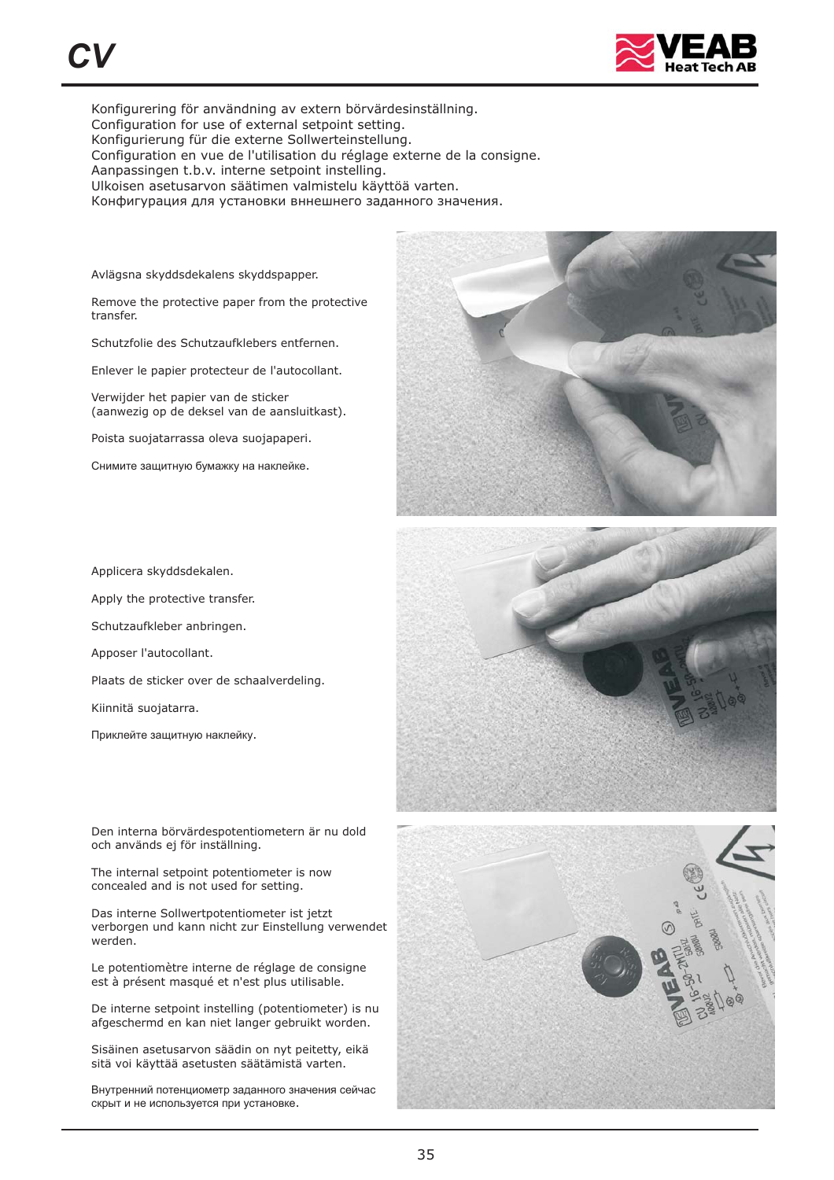Konfigurering för användning av extern börvärdesinställning.
Configuration for use of external setpoint setting.
Konfigurierung für die externe Sollwerteinstellung.
Configuration en vue de l'utilisation du réglage externe de la consigne.
Aanpassingen t.b.v. interne setpoint instelling.
Ulkoisen asetusarvon säätimen valmistelu käyttöä varten.
Конфигурация для установки вннешнего заданного значения.

Avlägsna skyddsdekalens skyddspapper.

Remove the protective paper from the protective transfer.

Schutzfolie des Schutzaufklebers entfernen.

Enlever le papier protecteur de l'autocollant.

Verwijder het papier van de sticker (aanwezig op de deksel van de aansluitkast).

Poista suojatarrassa oleva suojapaperi.

Снимите защитную бумажку на наклейке.

Applicera skyddsdekalen.

Apply the protective transfer.

Schutzaufkleber anbringen.

Apposer l'autocollant.

Plaats de sticker over de schaalverdeling.

Kiinnitä suojatarra.

Приклейте защитную наклейку.

Den interna börvärdespotentiometern är nu dold och används ej för inställning.

The internal setpoint potentiometer is now concealed and is not used for setting.

Das interne Sollwertpotentiometer ist jetzt verborgen und kann nicht zur Einstellung verwendet werden.

Le potentiomètre interne de réglage de consigne est à présent masqué et n'est plus utilisable.

De interne setpoint instelling (potentiometer) is nu afgeschermd en kan niet langer gebruikt worden.

Sisäinen asetusarvon säädin on nyt peitetty, eikä sitä voi käyttää asetusten säätämistä varten.

Внутренний потенциометр заданного значения сейчас скрыт и не используется при установке.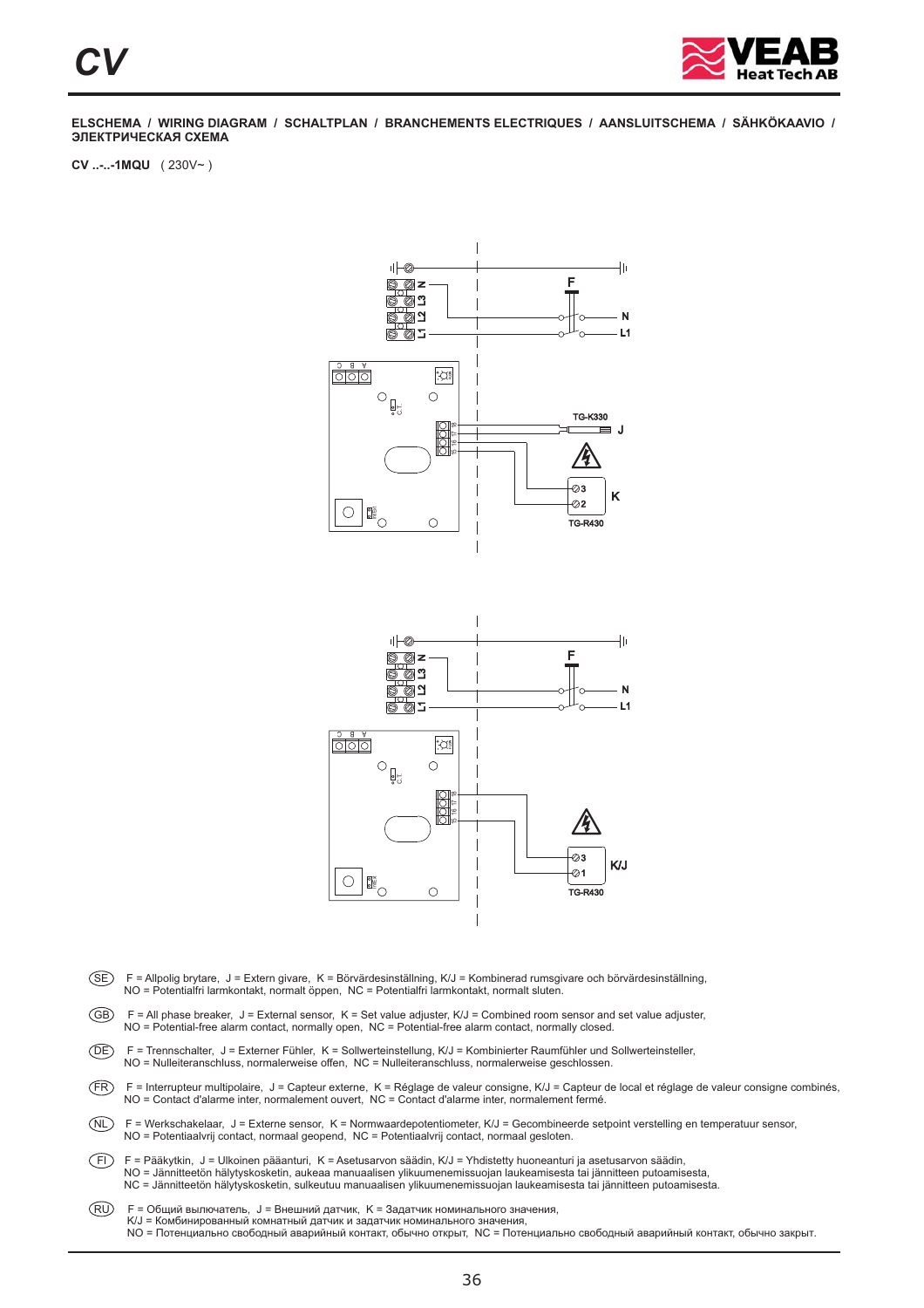**ELSCHEMA / WIRING DIAGRAM / SCHALTPLAN / BRANCHEMENTS ELECTRIQUES / AANSLUITSCHEMA / SÄHKÖKAAVIO / ЭЛЕКТРИЧЕСКАЯ СХЕМА**

**CV ..-..-1MQU** ( 230V~ )

(SE) F = Allpolig brytare, J = Extern givare, K = Börvärdesinställning, K/J = Kombinerad rumsgivare och börvärdesinställning,
NO = Potentialfri larmkontakt, normalt öppen, NC = Potentialfri larmkontakt, normalt sluten.

(GB) F = All phase breaker, J = External sensor, K = Set value adjuster, K/J = Combined room sensor and set value adjuster,
NO = Potential-free alarm contact, normally open, NC = Potential-free alarm contact, normally closed.

(DE) F = Trennschalter, J = Externer Fühler, K = Sollwerteinstellung, K/J = Kombinierter Raumfühler und Sollwerteinsteller,
NO = Nulleiteranschluss, normalerweise offen, NC = Nulleiteranschluss, normalerweise geschlossen.

(FR) F = Interrupteur multipolaire, J = Capteur externe, K = Réglage de valeur consigne, K/J = Capteur de local et réglage de valeur consigne combinés,
NO = Contact d'alarme inter, normalement ouvert, NC = Contact d'alarme inter, normalement fermé.

(NL) F = Werkschakelaar, J = Externe sensor, K = Normwaardepotentiometer, K/J = Gecombineerde setpoint verstelling en temperatuur sensor,
NO = Potentiaalvrij contact, normaal geopend, NC = Potentiaalvrij contact, normaal gesloten.

(FI) F = Pääkytkin, J = Ulkoinen pääanturi, K = Asetusarvon säädin, K/J = Yhdistetty huoneanturi ja asetusarvon säädin,
NO = Jännitteetön hälytyskosketin, aukeaa manuaalisen ylikuumenemissuojan laukeamisesta tai jännitteen putoamisesta,
NC = Jännitteetön hälytyskosketin, sulkeutuu manuaalisen ylikuumenemissuojan laukeamisesta tai jännitteen putoamisesta.

(RU) F = Общий выключатель, J = Внешний датчик, K = Задатчик номинального значения,
K/J = Комбинированный комнатный датчик и задатчик номинального значения,
NO = Потенциально свободный аварийный контакт, обычно открыт, NC = Потенциально свободный аварийный контакт, обычно закрыт.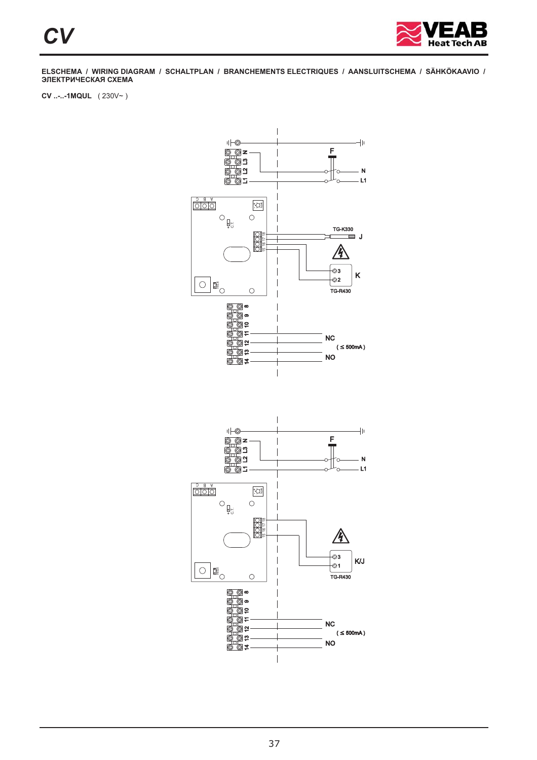ELSCHEMA / WIRING DIAGRAM / SCHALTPLAN / BRANCHEMENTS ELECTRIQUES / AANSLUITSCHEMA / SÄHKÖKAAVIO / ЭЛЕКТРИЧЕСКАЯ СХЕМА

**CV ..-..-1MQUL** ( 230V~ )

N
L3
L2
L1
F
N
L1
TG-K330
J
K
TG-R430
8
9
10
11
12
13
14
NC
( ≤ 500mA )
NO

N
L3
L2
L1
F
N
L1
K/J
TG-R430
8
9
10
11
12
13
14
NC
( ≤ 500mA )
NO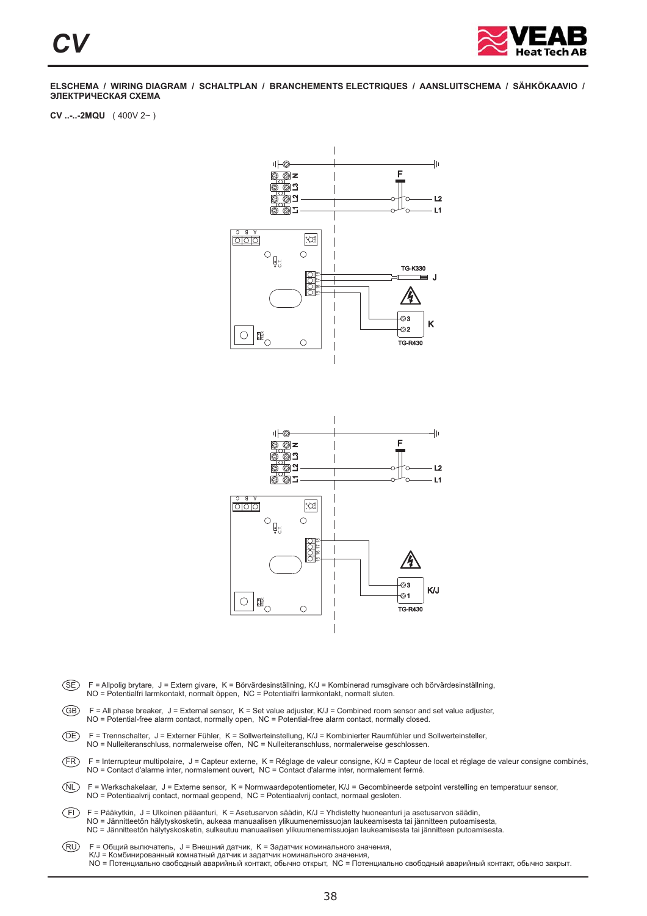**ELSCHEMA / WIRING DIAGRAM / SCHALTPLAN / BRANCHEMENTS ELECTRIQUES / AANSLUITSCHEMA / SÄHKÖKAAVIO / ЭЛЕКТРИЧЕСКАЯ СХЕМА**

**CV ..-..-2MQU** ( 400V 2~ )

(SE) F = Allpolig brytare, J = Extern givare, K = Börvärdesinställning, K/J = Kombinerad rumsgivare och börvärdesinställning, NO = Potentialfri larmkontakt, normalt öppen, NC = Potentialfri larmkontakt, normalt sluten.

(GB) F = All phase breaker, J = External sensor, K = Set value adjuster, K/J = Combined room sensor and set value adjuster, NO = Potential-free alarm contact, normally open, NC = Potential-free alarm contact, normally closed.

(DE) F = Trennschalter, J = Externer Fühler, K = Sollwerteinstellung, K/J = Kombinierter Raumfühler und Sollwerteinsteller, NO = Nulleiteranschluss, normalerweise offen, NC = Nulleiteranschluss, normalerweise geschlossen.

(FR) F = Interrupteur multipolaire, J = Capteur externe, K = Réglage de valeur consigne, K/J = Capteur de local et réglage de valeur consigne combinés, NO = Contact d'alarme inter, normalement ouvert, NC = Contact d'alarme inter, normalement fermé.

(NL) F = Werkschakelaar, J = Externe sensor, K = Normwaardepotentiometer, K/J = Gecombineerde setpoint verstelling en temperatuur sensor, NO = Potentiaalvrij contact, normaal geopend, NC = Potentiaalvrij contact, normaal gesloten.

(FI) F = Pääkytkin, J = Ulkoinen pääanturi, K = Asetusarvon säädin, K/J = Yhdistetty huoneanturi ja asetusarvon säädin, NO = Jännitteetön hälytyskosketin, aukeaa manuaalisen ylikuumenemissuojan laukeamisesta tai jännitteen putoamisesta, NC = Jännitteetön hälytyskosketin, sulkeutuu manuaalisen ylikuumenemissuojan laukeamisesta tai jännitteen putoamisesta.

(RU) F = Общий выключатель, J = Внешний датчик, K = Задатчик номинального значения, K/J = Комбинированный комнатный датчик и задатчик номинального значения, NO = Потенциально свободный аварийный контакт, обычно открыт, NC = Потенциально свободный аварийный контакт, обычно закрыт.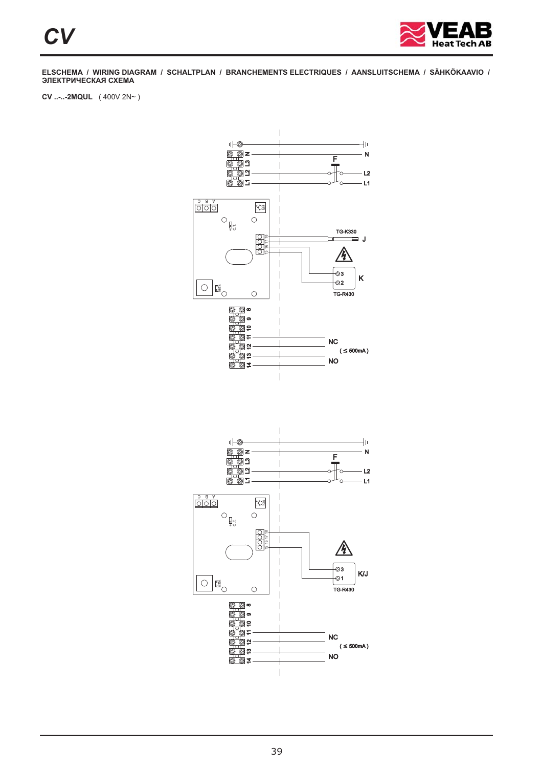**ELSCHEMA / WIRING DIAGRAM / SCHALTPLAN / BRANCHEMENTS ELECTRIQUES / AANSLUITSCHEMA / SÄHKÖKAAVIO / ЭЛЕКТРИЧЕСКАЯ СХЕМА**

**CV ..-..-2MQUL** ( 400V 2N~ )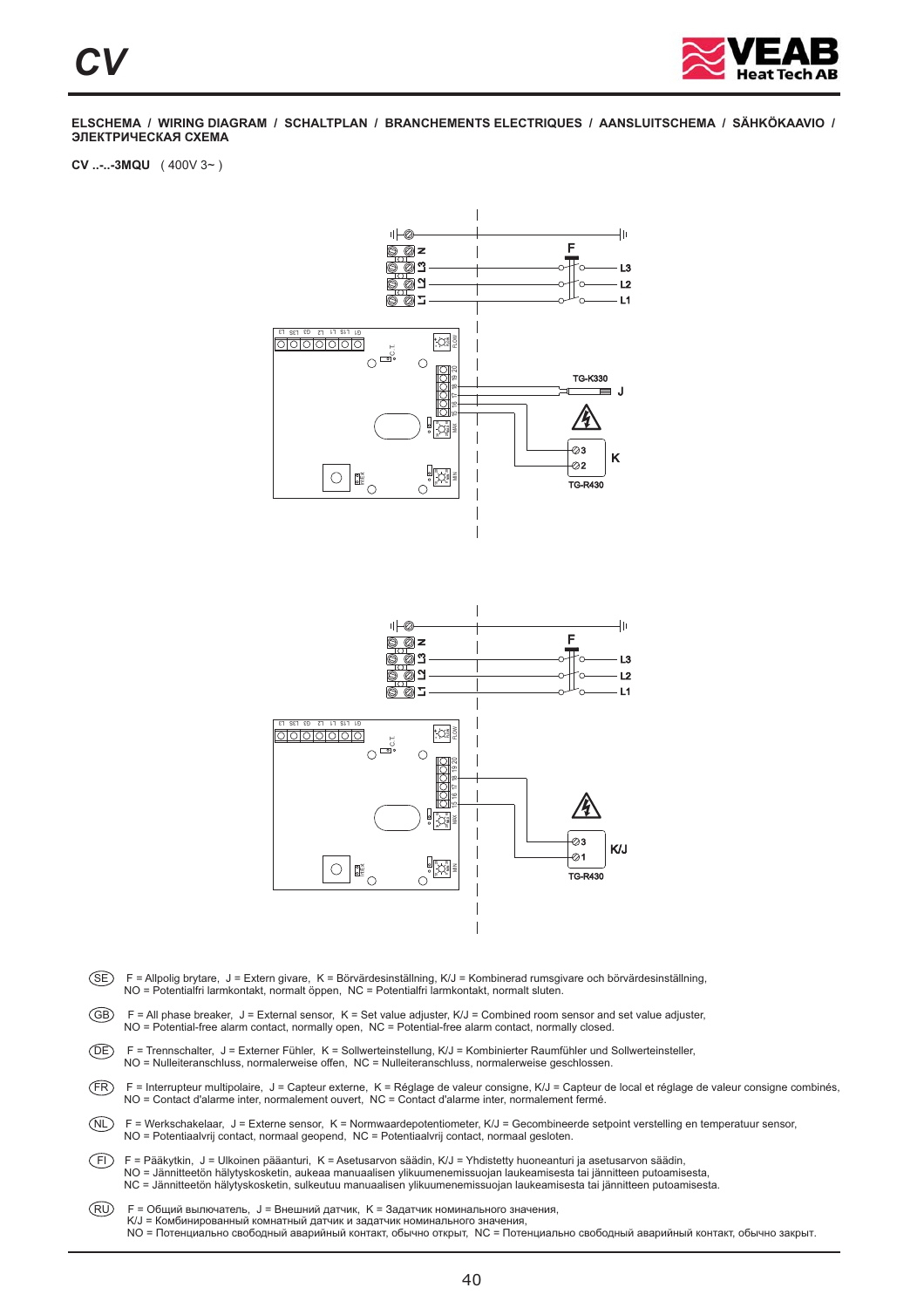**ELSCHEMA / WIRING DIAGRAM / SCHALTPLAN / BRANCHEMENTS ELECTRIQUES / AANSLUITSCHEMA / SÄHKÖKAAVIO / ЭЛЕКТРИЧЕСКАЯ СХЕМА**

**CV ..-..-3MQU** ( 400V 3~ )

(SE) F = Allpolig brytare, J = Extern givare, K = Börvärdesinställning, K/J = Kombinerad rumsgivare och börvärdesinställning,
NO = Potentialfri larmkontakt, normalt öppen, NC = Potentialfri larmkontakt, normalt sluten.

(GB) F = All phase breaker, J = External sensor, K = Set value adjuster, K/J = Combined room sensor and set value adjuster,
NO = Potential-free alarm contact, normally open, NC = Potential-free alarm contact, normally closed.

(DE) F = Trennschalter, J = Externer Fühler, K = Sollwerteinstellung, K/J = Kombinierter Raumfühler und Sollwerteinsteller,
NO = Nulleiteranschluss, normalerweise offen, NC = Nulleiteranschluss, normalerweise geschlossen.

(FR) F = Interrupteur multipolaire, J = Capteur externe, K = Réglage de valeur consigne, K/J = Capteur de local et réglage de valeur consigne combinés,
NO = Contact d'alarme inter, normalement ouvert, NC = Contact d'alarme inter, normalement fermé.

(NL) F = Werkschakelaar, J = Externe sensor, K = Normwaardepotentiometer, K/J = Gecombineerde setpoint verstelling en temperatuur sensor,
NO = Potentiaalvrij contact, normaal geopend, NC = Potentiaalvrij contact, normaal gesloten.

(FI) F = Pääkytkin, J = Ulkoinen pääanturi, K = Asetusarvon säädin, K/J = Yhdistetty huoneanturi ja asetusarvon säädin,
NO = Jännitteetön hälytyskosketin, aukeaa manuaalisen ylikuumenemissuojan laukeamisesta tai jännitteen putoamisesta,
NC = Jännitteetön hälytyskosketin, sulkeutuu manuaalisen ylikuumenemissuojan laukeamisesta tai jännitteen putoamisesta.

(RU) F = Общий выключатель, J = Внешний датчик, K = Задатчик номинального значения,
K/J = Комбинированный комнатный датчик и задатчик номинального значения,
NO = Потенциально свободный аварийный контакт, обычно открыт, NC = Потенциально свободный аварийный контакт, обычно закрыт.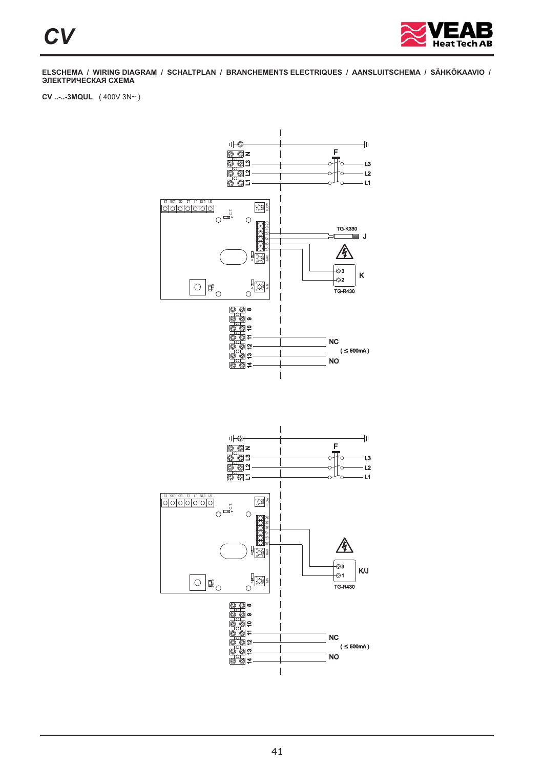ELSCHEMA / WIRING DIAGRAM / SCHALTPLAN / BRANCHEMENTS ELECTRIQUES / AANSLUITSCHEMA / SÄHKÖKAAVIO / ЭЛЕКТРИЧЕСКАЯ СХЕМА

**CV ..-..-3MQUL** ( 400V 3N~ )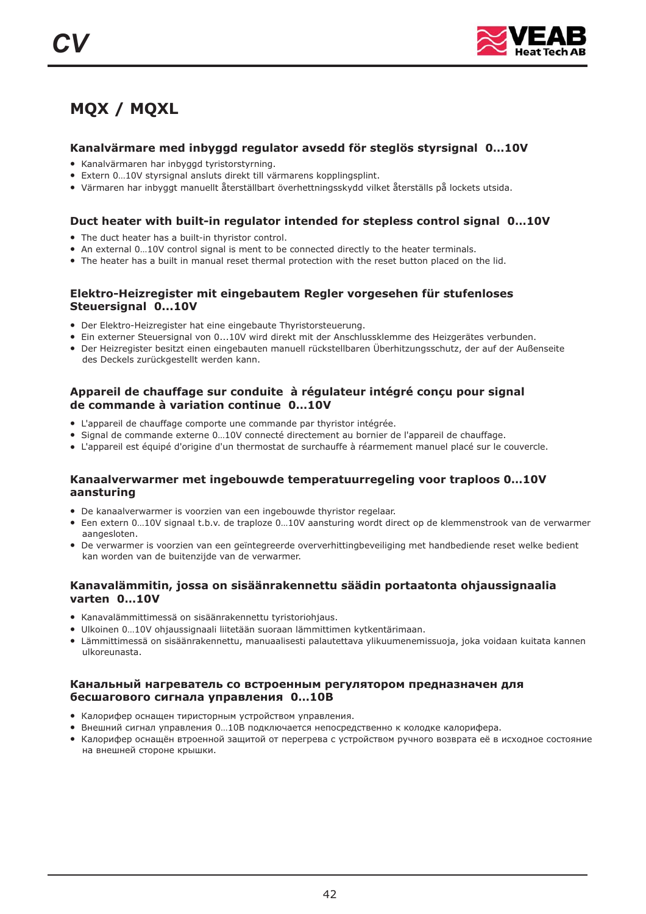# MQX / MQXL

### Kanalvärmare med inbyggd regulator avsedd för steglös styrsignal 0...10V

- Kanalvärmaren har inbyggd tyristorstyrning.
- Extern 0…10V styrsignal ansluts direkt till värmarens kopplingsplint.
- Värmaren har inbyggt manuellt återställbart överhettningsskydd vilket återställs på lockets utsida.

### Duct heater with built-in regulator intended for stepless control signal 0...10V

- The duct heater has a built-in thyristor control.
- An external 0…10V control signal is ment to be connected directly to the heater terminals.
- The heater has a built in manual reset thermal protection with the reset button placed on the lid.

### Elektro-Heizregister mit eingebautem Regler vorgesehen für stufenloses Steuersignal 0...10V

- Der Elektro-Heizregister hat eine eingebaute Thyristorsteuerung.
- Ein externer Steuersignal von 0...10V wird direkt mit der Anschlussklemme des Heizgerätes verbunden.
- Der Heizregister besitzt einen eingebauten manuell rückstellbaren Überhitzungsschutz, der auf der Außenseite des Deckels zurückgestellt werden kann.

### Appareil de chauffage sur conduite à régulateur intégré conçu pour signal de commande à variation continue 0...10V

- L'appareil de chauffage comporte une commande par thyristor intégrée.
- Signal de commande externe 0…10V connecté directement au bornier de l'appareil de chauffage.
- L'appareil est équipé d'origine d'un thermostat de surchauffe à réarmement manuel placé sur le couvercle.

### Kanaalverwarmer met ingebouwde temperatuurregeling voor traploos 0...10V aansturing

- De kanaalverwarmer is voorzien van een ingebouwde thyristor regelaar.
- Een extern 0…10V signaal t.b.v. de traploze 0…10V aansturing wordt direct op de klemmenstrook van de verwarmer aangesloten.
- De verwarmer is voorzien van een geïntegreerde oververhittingbeveiliging met handbediende reset welke bedient kan worden van de buitenzijde van de verwarmer.

### Kanavalämmitin, jossa on sisäänrakennettu säädin portaatonta ohjaussignaalia varten 0...10V

- Kanavalämmittimessä on sisäänrakennettu tyristoriohjaus.
- Ulkoinen 0…10V ohjaussignaali liitetään suoraan lämmittimen kytkentärimaan.
- Lämmittimessä on sisäänrakennettu, manuaalisesti palautettava ylikuumenemissuoja, joka voidaan kuitata kannen ulkoreunasta.

### Канальный нагреватель со встроенным регулятором предназначен для бесшагового сигнала управления 0...10В

- Калорифер оснащен тиристорным устройством управления.
- Внешний сигнал управления 0…10В подключается непосредственно к колодке калорифера.
- Калорифер оснащён встроенной защитой от перегрева с устройством ручного возврата её в исходное состояние на внешней стороне крышки.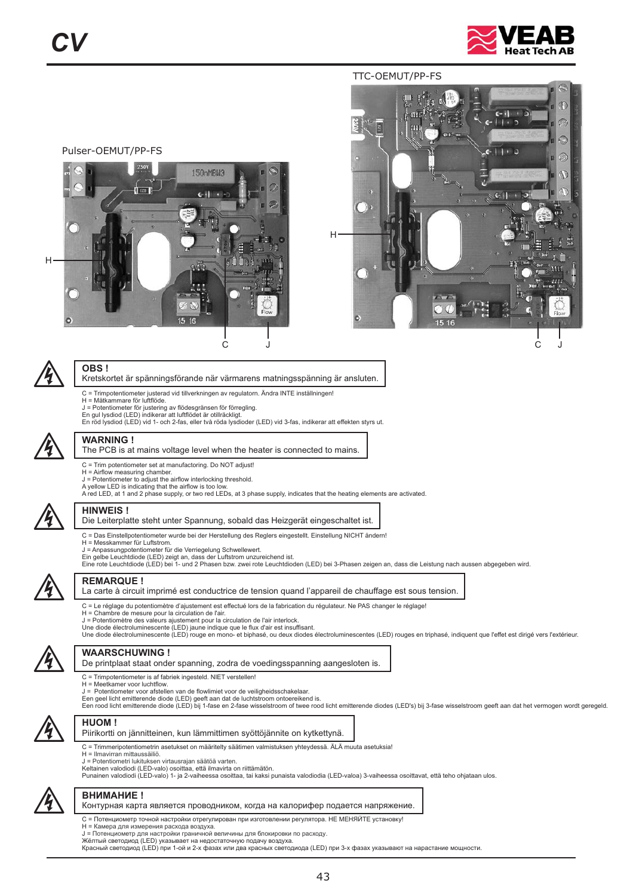Pulser-OEMUT/PP-FS

TTC-OEMUT/PP-FS

H

C J

H

C J

**OBS !**
Kretskortet är spänningsförande när värmarens matningsspänning är ansluten.

C = Trimpotentiometer justerad vid tillverkningen av regulatorn. Ändra INTE inställningen!
H = Mätkammare för luftflöde.
J = Potentiometer för justering av flödesgränsen för förregling.
En gul lysdiod (LED) indikerar att luftflödet är otillräckligt.
En röd lysdiod (LED) vid 1- och 2-fas, eller två röda lysdioder (LED) vid 3-fas, indikerar att effekten styrs ut.

**WARNING !**
The PCB is at mains voltage level when the heater is connected to mains.

C = Trim potentiometer set at manufactoring. Do NOT adjust!
H = Airflow measuring chamber.
J = Potentiometer to adjust the airflow interlocking threshold.
A yellow LED is indicating that the airflow is too low.
A red LED, at 1 and 2 phase supply, or two red LEDs, at 3 phase supply, indicates that the heating elements are activated.

**HINWEIS !**
Die Leiterplatte steht unter Spannung, sobald das Heizgerät eingeschaltet ist.

C = Das Einstellpotentiometer wurde bei der Herstellung des Reglers eingestellt. Einstellung NICHT ändern!
H = Messkammer für Luftstrom.
J = Anpassungpotentiometer für die Verriegelung Schwellewert.
Ein gelbe Leuchtdiode (LED) zeigt an, dass der Luftstrom unzureichend ist.
Eine rote Leuchtdiode (LED) bei 1- und 2 Phasen bzw. zwei rote Leuchtdioden (LED) bei 3-Phasen zeigen an, dass die Leistung nach aussen abgegeben wird.

**REMARQUE !**
La carte à circuit imprimé est conductrice de tension quand l'appareil de chauffage est sous tension.

C = Le réglage du potentiomètre d'ajustement est effectué lors de la fabrication du régulateur. Ne PAS changer le réglage!
H = Chambre de mesure pour la circulation de l'air.
J = Potentiomètre des valeurs ajustement pour la circulation de l'air interlock.
Une diode électroluminescente (LED) jaune indique que le flux d'air est insuffisant.
Une diode électroluminescente (LED) rouge en mono- et biphasé, ou deux diodes électroluminescentes (LED) rouges en triphasé, indiquent que l'effet est dirigé vers l'extérieur.

**WAARSCHUWING !**
De printplaat staat onder spanning, zodra de voedingsspanning aangesloten is.

C = Trimpotentiometer is af fabriek ingesteld. NIET verstellen!
H = Meetkamer voor luchtflow.
J = Potentiometer voor afstellen van de flowlimiet voor de veiligheidsschakelaar.
Een geel licht emitterende diode (LED) geeft aan dat de luchtstroom ontoereikend is.
Een rood licht emitterende diode (LED) bij 1-fase en 2-fase wisselstroom of twee rood licht emitterende diodes (LED's) bij 3-fase wisselstroom geeft aan dat het vermogen wordt geregeld.

**HUOM !**
Piirikortti on jännitteinen, kun lämmittimen syöttöjännite on kytkettynä.

C = Trimmeripotentiometrin asetukset on määritelty säätimen valmistuksen yhteydessä. ÄLÄ muuta asetuksia!
H = Ilmavirran mittaussäiliö.
J = Potentiometri lukituksen virtausrajan säätöä varten.
Keltainen valodiodi (LED-valo) osoittaa, että ilmavirta on riittämätön.
Punainen valodiodi (LED-valo) 1- ja 2-vaiheessa osoittaa, tai kaksi punaista valodiodia (LED-valoa) 3-vaiheessa osoittavat, että teho ohjataan ulos.

**ВНИМАНИЕ !**
Контурная карта является проводником, когда на калорифер подается напряжение.

C = Потенциометр точной настройки отрегулирован при изготовлении регулятора. НЕ МЕНЯЙТЕ установку!
H = Камера для измерения расхода воздуха.
J = Потенциометр для настройки граничной величины для блокировки по расходу.
Жёлтый светодиод (LED) указывает на недостаточную подачу воздуха.
Красный светодиод (LED) при 1-ой и 2-х фазах или два красных светодиода (LED) при 3-х фазах указывают на нарастание мощности.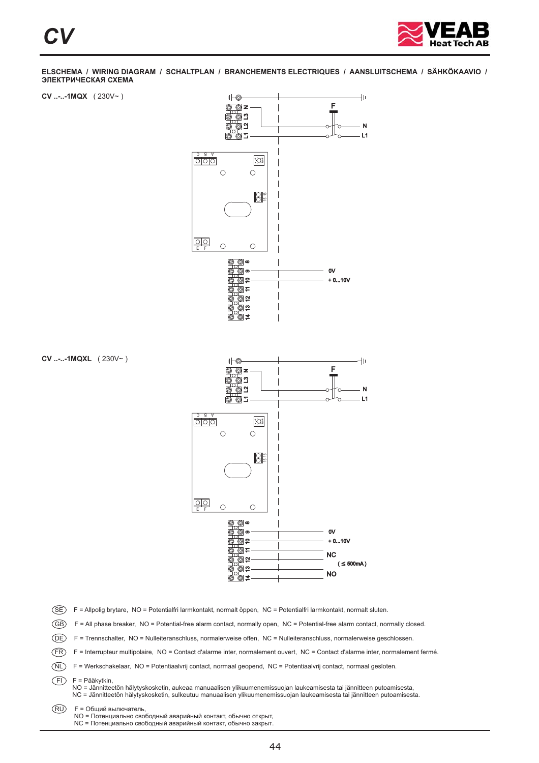ELSCHEMA / WIRING DIAGRAM / SCHALTPLAN / BRANCHEMENTS ELECTRIQUES / AANSLUITSCHEMA / SÄHKÖKAAVIO / ЭЛЕКТРИЧЕСКАЯ СХЕМА

**CV ..-..-1MQX** ( 230V~ )

N
L3
L2
L1
F
N
L1
8
9
10
11
12
13
14
0V
+ 0...10V

**CV ..-..-1MQXL** ( 230V~ )

N
L3
L2
L1
F
N
L1
8
9
10
11
12
13
14
0V
+ 0...10V
NC
( ≤ 500mA )
NO

(SE) F = Allpolig brytare, NO = Potentialfri larmkontakt, normalt öppen, NC = Potentialfri larmkontakt, normalt sluten.

(GB) F = All phase breaker, NO = Potential-free alarm contact, normally open, NC = Potential-free alarm contact, normally closed.

(DE) F = Trennschalter, NO = Nulleiteranschluss, normalerweise offen, NC = Nulleiteranschluss, normalerweise geschlossen.

(FR) F = Interrupteur multipolaire, NO = Contact d'alarme inter, normalement ouvert, NC = Contact d'alarme inter, normalement fermé.

(NL) F = Werkschakelaar, NO = Potentiaalvrij contact, normaal geopend, NC = Potentiaalvrij contact, normaal gesloten.

(FI) F = Pääkytkin,
NO = Jännitteetön hälytyskosketin, aukeaa manuaalisen ylikuumenemissuojan laukeamisesta tai jännitteen putoamisesta,
NC = Jännitteetön hälytyskosketin, sulkeutuu manuaalisen ylikuumenemissuojan laukeamisesta tai jännitteen putoamisesta.

(RU) F = Общий выключатель,
NO = Потенциально свободный аварийный контакт, обычно открыт,
NC = Потенциально свободный аварийный контакт, обычно закрыт.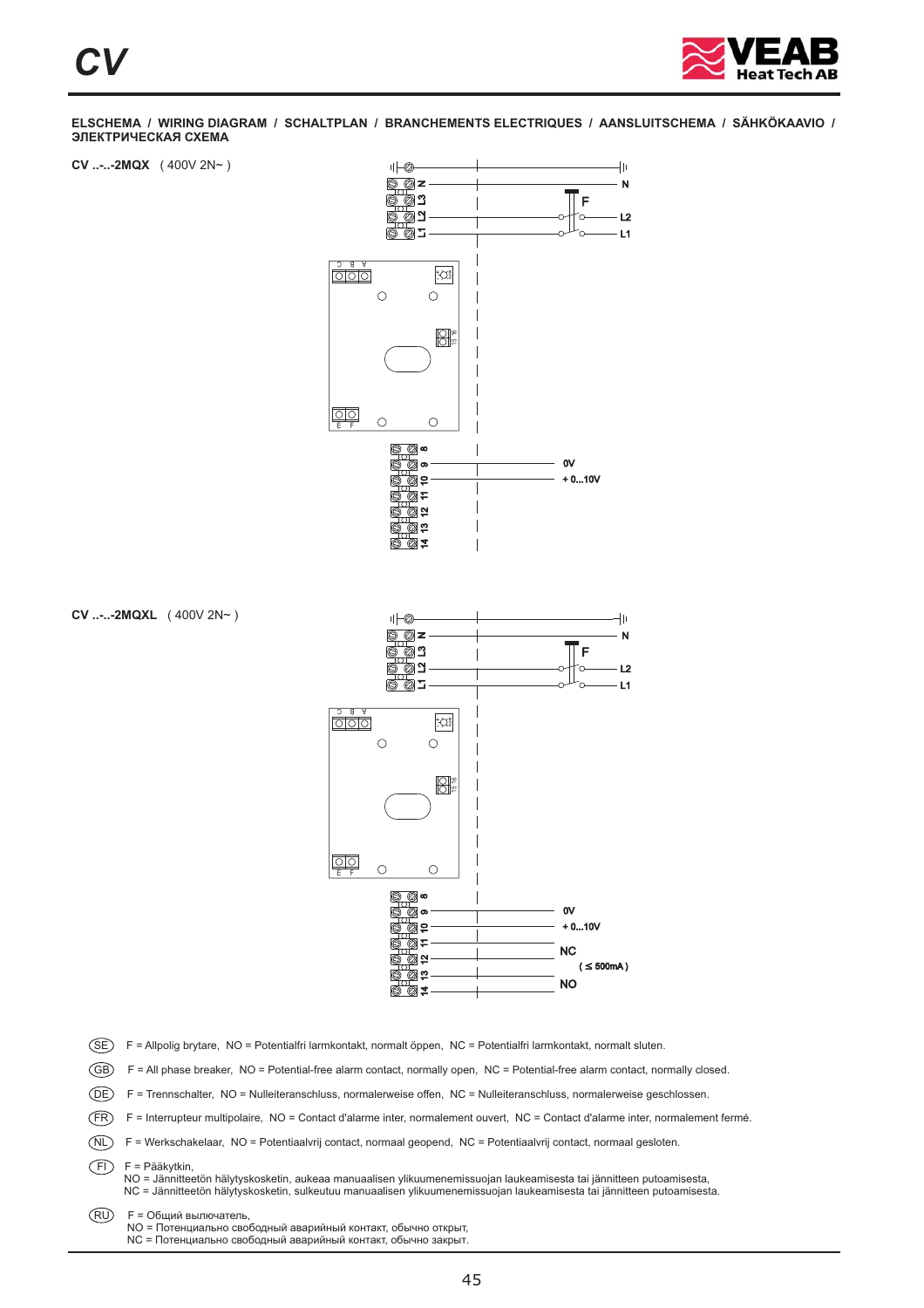## ELSCHEMA / WIRING DIAGRAM / SCHALTPLAN / BRANCHEMENTS ELECTRIQUES / AANSLUITSCHEMA / SÄHKÖKAAVIO / ЭЛЕКТРИЧЕСКАЯ СХЕМА

**CV ..-..-2MQX** ( 400V 2N~ )

N, L3, L2, L1 — F — N, L2, L1

8, 9, 10, 11, 12, 13, 14 — 0V, + 0...10V

**CV ..-..-2MQXL** ( 400V 2N~ )

N, L3, L2, L1 — F — N, L2, L1

8, 9, 10, 11, 12, 13, 14 — 0V, + 0...10V, NC, ( ≤ 500mA ), NO

(SE) F = Allpolig brytare, NO = Potentialfri larmkontakt, normalt öppen, NC = Potentialfri larmkontakt, normalt sluten.

(GB) F = All phase breaker, NO = Potential-free alarm contact, normally open, NC = Potential-free alarm contact, normally closed.

(DE) F = Trennschalter, NO = Nulleiteranschluss, normalerweise offen, NC = Nulleiteranschluss, normalerweise geschlossen.

(FR) F = Interrupteur multipolaire, NO = Contact d'alarme inter, normalement ouvert, NC = Contact d'alarme inter, normalement fermé.

(NL) F = Werkschakelaar, NO = Potentiaalvrij contact, normaal geopend, NC = Potentiaalvrij contact, normaal gesloten.

(FI) F = Pääkytkin,
NO = Jännitteetön hälytyskosketin, aukeaa manuaalisen ylikuumenemissuojan laukeamisesta tai jännitteen putoamisesta,
NC = Jännitteetön hälytyskosketin, sulkeutuu manuaalisen ylikuumenemissuojan laukeamisesta tai jännitteen putoamisesta.

(RU) F = Общий выключатель,
NO = Потенциально свободный аварийный контакт, обычно открыт,
NC = Потенциально свободный аварийный контакт, обычно закрыт.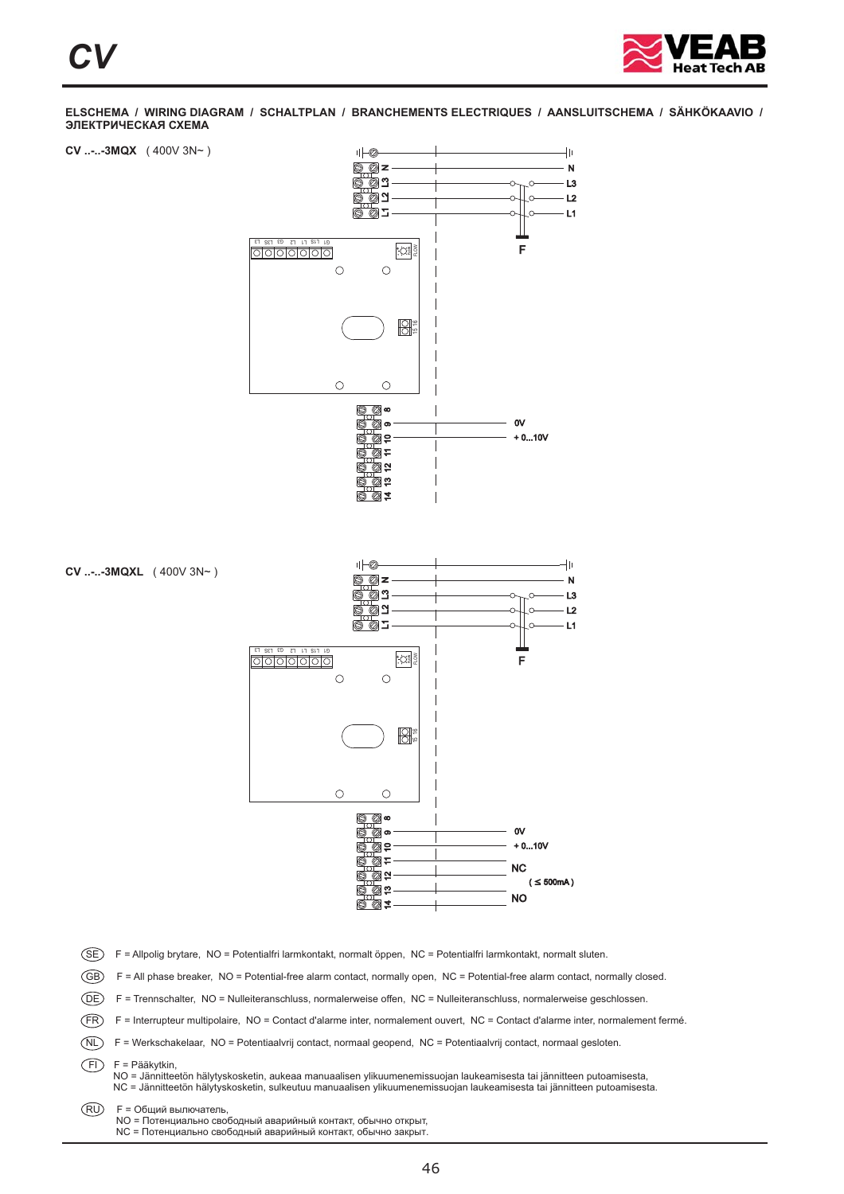# CV

**ELSCHEMA / WIRING DIAGRAM / SCHALTPLAN / BRANCHEMENTS ELECTRIQUES / AANSLUITSCHEMA / SÄHKÖKAAVIO / ЭЛЕКТРИЧЕСКАЯ СХЕМА**

**CV ..-..-3MQX** ( 400V 3N~ )

N, L3, L2, L1, F

8, 9, 10, 11, 12, 13, 14

0V, + 0...10V

**CV ..-..-3MQXL** ( 400V 3N~ )

N, L3, L2, L1, F

8, 9, 10, 11, 12, 13, 14

0V, + 0...10V, NC, ( ≤ 500mA ), NO

(SE) F = Allpolig brytare, NO = Potentialfri larmkontakt, normalt öppen, NC = Potentialfri larmkontakt, normalt sluten.

(GB) F = All phase breaker, NO = Potential-free alarm contact, normally open, NC = Potential-free alarm contact, normally closed.

(DE) F = Trennschalter, NO = Nulleiteranschluss, normalerweise offen, NC = Nulleiteranschluss, normalerweise geschlossen.

(FR) F = Interrupteur multipolaire, NO = Contact d'alarme inter, normalement ouvert, NC = Contact d'alarme inter, normalement fermé.

(NL) F = Werkschakelaar, NO = Potentiaalvrij contact, normaal geopend, NC = Potentiaalvrij contact, normaal gesloten.

(FI) F = Pääkytkin,
NO = Jännitteetön hälytyskosketin, aukeaa manuaalisen ylikuumenemissuojan laukeamisesta tai jännitteen putoamisesta,
NC = Jännitteetön hälytyskosketin, sulkeutuu manuaalisen ylikuumenemissuojan laukeamisesta tai jännitteen putoamisesta.

(RU) F = Общий выключатель,
NO = Потенциально свободный аварийный контакт, обычно открыт,
NC = Потенциально свободный аварийный контакт, обычно закрыт.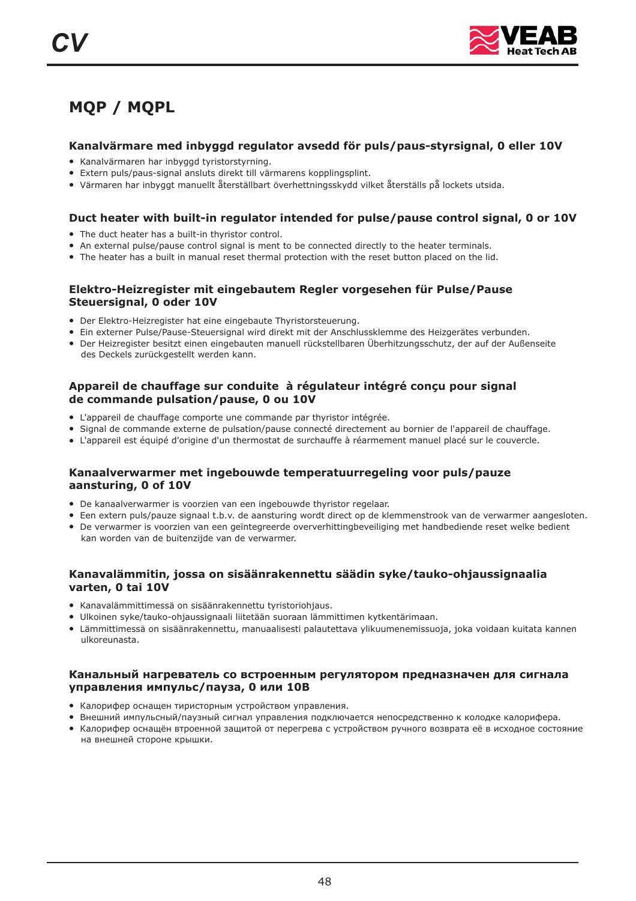# MQP / MQPL

### Kanalvärmare med inbyggd regulator avsedd för puls/paus-styrsignal, 0 eller 10V

- Kanalvärmaren har inbyggd tyristorstyrning.
- Extern puls/paus-signal ansluts direkt till värmarens kopplingsplint.
- Värmaren har inbyggt manuellt återställbart överhettningsskydd vilket återställs på lockets utsida.

### Duct heater with built-in regulator intended for pulse/pause control signal, 0 or 10V

- The duct heater has a built-in thyristor control.
- An external pulse/pause control signal is ment to be connected directly to the heater terminals.
- The heater has a built in manual reset thermal protection with the reset button placed on the lid.

### Elektro-Heizregister mit eingebautem Regler vorgesehen für Pulse/Pause Steuersignal, 0 oder 10V

- Der Elektro-Heizregister hat eine eingebaute Thyristorsteuerung.
- Ein externer Pulse/Pause-Steuersignal wird direkt mit der Anschlussklemme des Heizgerätes verbunden.
- Der Heizregister besitzt einen eingebauten manuell rückstellbaren Überhitzungsschutz, der auf der Außenseite des Deckels zurückgestellt werden kann.

### Appareil de chauffage sur conduite à régulateur intégré conçu pour signal de commande pulsation/pause, 0 ou 10V

- L'appareil de chauffage comporte une commande par thyristor intégrée.
- Signal de commande externe de pulsation/pause connecté directement au bornier de l'appareil de chauffage.
- L'appareil est équipé d'origine d'un thermostat de surchauffe à réarmement manuel placé sur le couvercle.

### Kanaalverwarmer met ingebouwde temperatuurregeling voor puls/pauze aansturing, 0 of 10V

- De kanaalverwarmer is voorzien van een ingebouwde thyristor regelaar.
- Een extern puls/pauze signaal t.b.v. de aansturing wordt direct op de klemmenstrook van de verwarmer aangesloten.
- De verwarmer is voorzien van een geïntegreerde oververhittingbeveiliging met handbediende reset welke bedient kan worden van de buitenzijde van de verwarmer.

### Kanavalämmitin, jossa on sisäänrakennettu säädin syke/tauko-ohjaussignaalia varten, 0 tai 10V

- Kanavalämmittimessä on sisäänrakennettu tyristoriohjaus.
- Ulkoinen syke/tauko-ohjaussignaali liitetään suoraan lämmittimen kytkentärimaan.
- Lämmittimessä on sisäänrakennettu, manuaalisesti palautettava ylikuumenemissuoja, joka voidaan kuitata kannen ulkoreunasta.

### Канальный нагреватель со встроенным регулятором предназначен для сигнала управления импульс/пауза, 0 или 10В

- Калорифер оснащен тиристорным устройством управления.
- Внешний импульсный/паузный сигнал управления подключается непосредственно к колодке калорифера.
- Калорифер оснащён встроенной защитой от перегрева с устройством ручного возврата её в исходное состояние на внешней стороне крышки.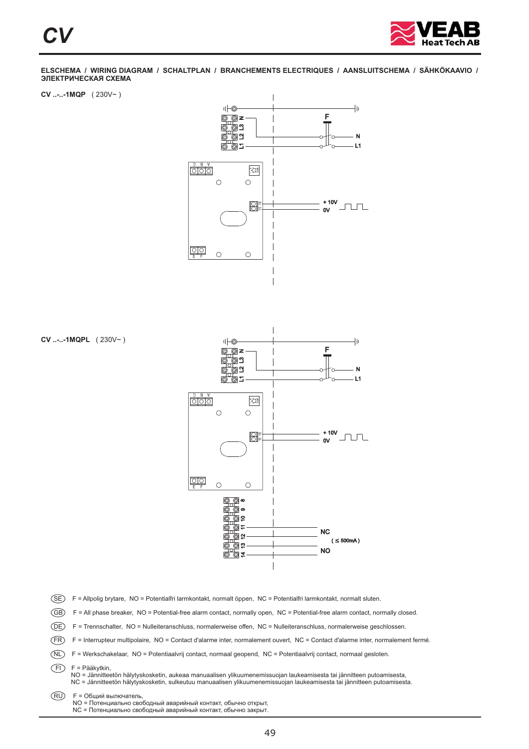**ELSCHEMA / WIRING DIAGRAM / SCHALTPLAN / BRANCHEMENTS ELECTRIQUES / AANSLUITSCHEMA / SÄHKÖKAAVIO / ЭЛЕКТРИЧЕСКАЯ СХЕМА**

**CV ..-..-1MQP** ( 230V~ )

N L3 L2 L1

F

N

L1

C B A

+ 10V

0V

E F

**CV ..-..-1MQPL** ( 230V~ )

N L3 L2 L1

F

N

L1

C B A

+ 10V

0V

E F

8 9 10 11 12 13 14

NC

( ≤ 500mA )

NO

(SE) F = Allpolig brytare, NO = Potentialfri larmkontakt, normalt öppen, NC = Potentialfri larmkontakt, normalt sluten.

(GB) F = All phase breaker, NO = Potential-free alarm contact, normally open, NC = Potential-free alarm contact, normally closed.

(DE) F = Trennschalter, NO = Nulleiteranschluss, normalerweise offen, NC = Nulleiteranschluss, normalerweise geschlossen.

(FR) F = Interrupteur multipolaire, NO = Contact d'alarme inter, normalement ouvert, NC = Contact d'alarme inter, normalement fermé.

(NL) F = Werkschakelaar, NO = Potentiaalvrij contact, normaal geopend, NC = Potentiaalvrij contact, normaal gesloten.

(FI) F = Pääkytkin,
NO = Jännitteetön hälytyskosketin, aukeaa manuaalisen ylikuumenemissuojan laukeamisesta tai jännitteen putoamisesta,
NC = Jännitteetön hälytyskosketin, sulkeutuu manuaalisen ylikuumenemissuojan laukeamisesta tai jännitteen putoamisesta.

(RU) F = Общий выключатель,
NO = Потенциально свободный аварийный контакт, обычно открыт,
NC = Потенциально свободный аварийный контакт, обычно закрыт.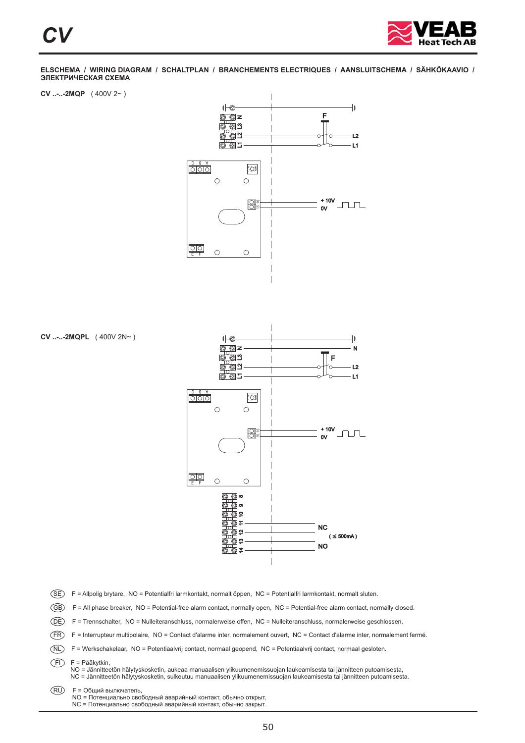**ELSCHEMA / WIRING DIAGRAM / SCHALTPLAN / BRANCHEMENTS ELECTRIQUES / AANSLUITSCHEMA / SÄHKÖKAAVIO / ЭЛЕКТРИЧЕСКАЯ СХЕМА**

**CV ..-..-2MQP** ( 400V 2~ )

N L3 L2 L1 F L2 L1

C B A

+ 10V
0V

E F

**CV ..-..-2MQPL** ( 400V 2N~ )

N L3 L2 L1 N F L2 L1

C B A

+ 10V
0V

E F

8 9 10 11 12 13 14

NC
( ≤ 500mA )
NO

(SE) F = Allpolig brytare, NO = Potentialfri larmkontakt, normalt öppen, NC = Potentialfri larmkontakt, normalt sluten.

(GB) F = All phase breaker, NO = Potential-free alarm contact, normally open, NC = Potential-free alarm contact, normally closed.

(DE) F = Trennschalter, NO = Nulleiteranschluss, normalerweise offen, NC = Nulleiteranschluss, normalerweise geschlossen.

(FR) F = Interrupteur multipolaire, NO = Contact d'alarme inter, normalement ouvert, NC = Contact d'alarme inter, normalement fermé.

(NL) F = Werkschakelaar, NO = Potentiaalvrij contact, normaal geopend, NC = Potentiaalvrij contact, normaal gesloten.

(FI) F = Pääkytkin,
NO = Jännitteetön hälytyskosketin, aukeaa manuaalisen ylikuumenemissuojan laukeamisesta tai jännitteen putoamisesta,
NC = Jännitteetön hälytyskosketin, sulkeutuu manuaalisen ylikuumenemissuojan laukeamisesta tai jännitteen putoamisesta.

(RU) F = Общий выключатель,
NO = Потенциально свободный аварийный контакт, обычно открыт,
NC = Потенциально свободный аварийный контакт, обычно закрыт.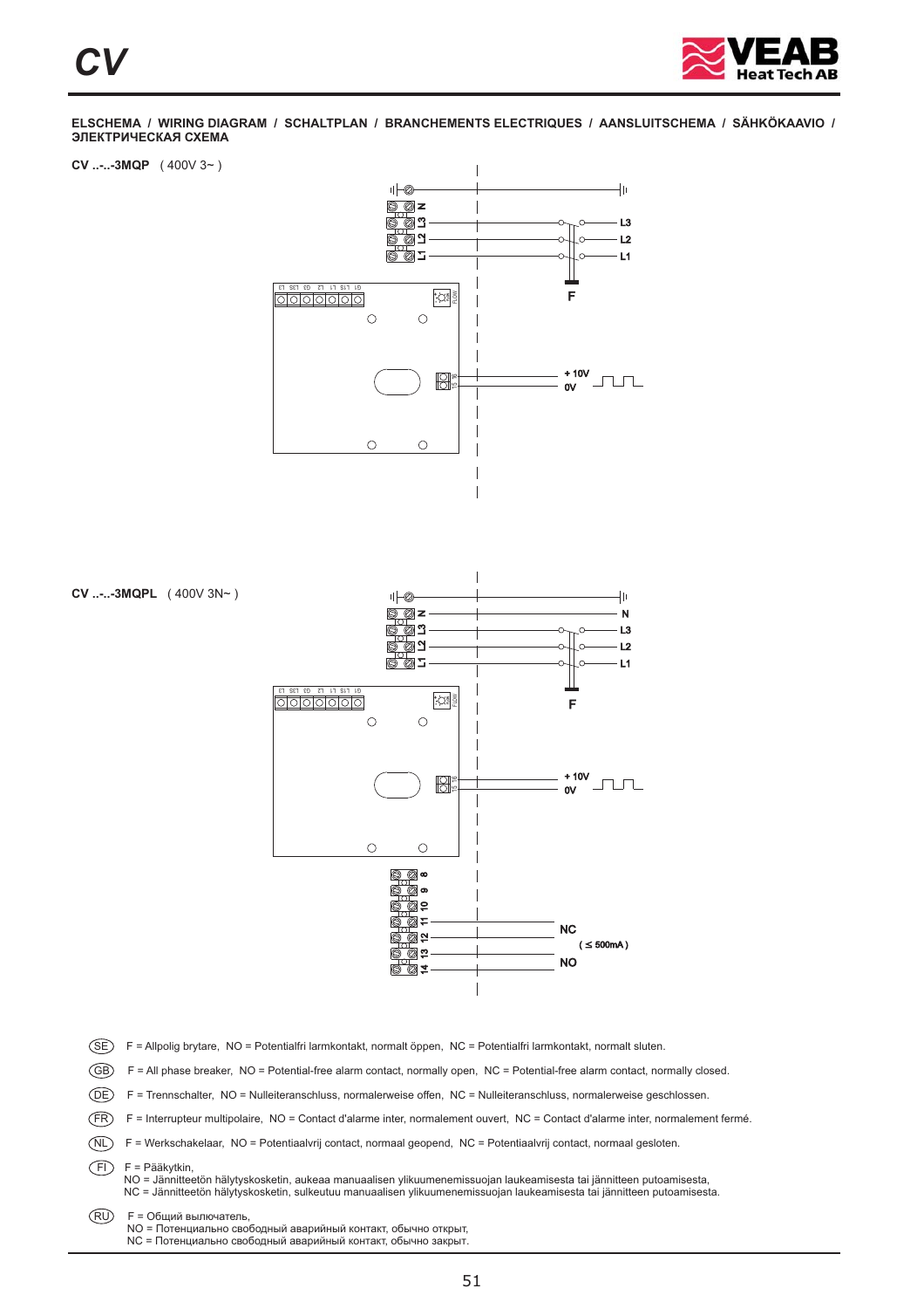**ELSCHEMA / WIRING DIAGRAM / SCHALTPLAN / BRANCHEMENTS ELECTRIQUES / AANSLUITSCHEMA / SÄHKÖKAAVIO / ЭЛЕКТРИЧЕСКАЯ СХЕМА**

**CV ..-..-3MQP** ( 400V 3~ )

N, L3, L2, L1, F, + 10V, 0V

**CV ..-..-3MQPL** ( 400V 3N~ )

N, L3, L2, L1, F, + 10V, 0V, 8, 9, 10, 11, 12, 13, 14, NC, ( ≤ 500mA ), NO

(SE) F = Allpolig brytare, NO = Potentialfri larmkontakt, normalt öppen, NC = Potentialfri larmkontakt, normalt sluten.

(GB) F = All phase breaker, NO = Potential-free alarm contact, normally open, NC = Potential-free alarm contact, normally closed.

(DE) F = Trennschalter, NO = Nulleiteranschluss, normalerweise offen, NC = Nulleiteranschluss, normalerweise geschlossen.

(FR) F = Interrupteur multipolaire, NO = Contact d'alarme inter, normalement ouvert, NC = Contact d'alarme inter, normalement fermé.

(NL) F = Werkschakelaar, NO = Potentiaalvrij contact, normaal geopend, NC = Potentiaalvrij contact, normaal gesloten.

(FI) F = Pääkytkin,
NO = Jännitteetön hälytyskosketin, aukeaa manuaalisen ylikuumenemissuojan laukeamisesta tai jännitteen putoamisesta,
NC = Jännitteetön hälytyskosketin, sulkeutuu manuaalisen ylikuumenemissuojan laukeamisesta tai jännitteen putoamisesta.

(RU) F = Общий выключатель,
NO = Потенциально свободный аварийный контакт, обычно открыт,
NC = Потенциально свободный аварийный контакт, обычно закрыт.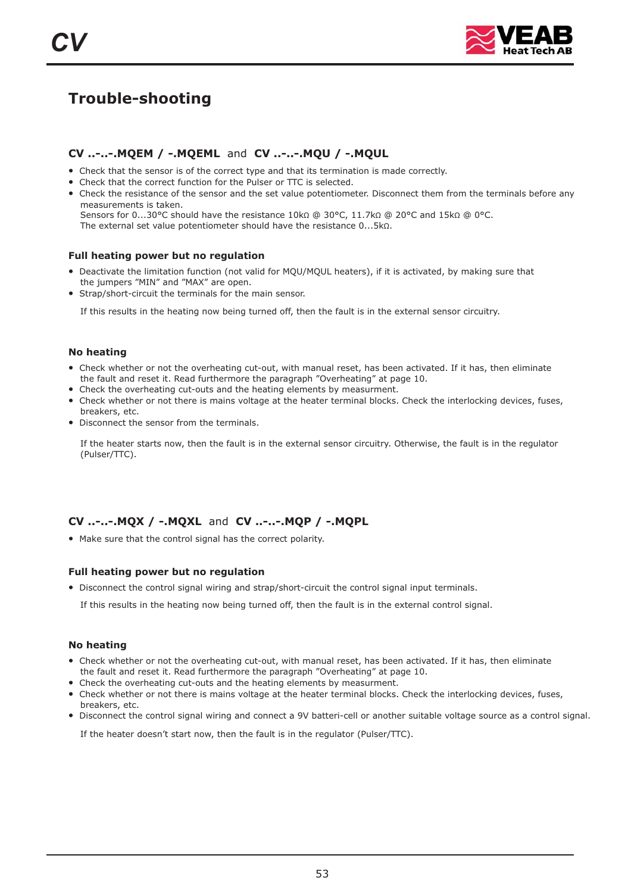# Trouble-shooting

### CV ..-..-.MQEM / -.MQEML and CV ..-..-.MQU / -.MQUL

- Check that the sensor is of the correct type and that its termination is made correctly.
- Check that the correct function for the Pulser or TTC is selected.
- Check the resistance of the sensor and the set value potentiometer. Disconnect them from the terminals before any measurements is taken.
  Sensors for 0...30°C should have the resistance 10kΩ @ 30°C, 11.7kΩ @ 20°C and 15kΩ @ 0°C.
  The external set value potentiometer should have the resistance 0...5kΩ.

#### Full heating power but no regulation

- Deactivate the limitation function (not valid for MQU/MQUL heaters), if it is activated, by making sure that the jumpers ”MIN” and ”MAX” are open.
- Strap/short-circuit the terminals for the main sensor.

If this results in the heating now being turned off, then the fault is in the external sensor circuitry.

#### No heating

- Check whether or not the overheating cut-out, with manual reset, has been activated. If it has, then eliminate the fault and reset it. Read furthermore the paragraph ”Overheating” at page 10.
- Check the overheating cut-outs and the heating elements by measurment.
- Check whether or not there is mains voltage at the heater terminal blocks. Check the interlocking devices, fuses, breakers, etc.
- Disconnect the sensor from the terminals.

If the heater starts now, then the fault is in the external sensor circuitry. Otherwise, the fault is in the regulator (Pulser/TTC).

### CV ..-..-.MQX / -.MQXL and CV ..-..-.MQP / -.MQPL

- Make sure that the control signal has the correct polarity.

#### Full heating power but no regulation

- Disconnect the control signal wiring and strap/short-circuit the control signal input terminals.

If this results in the heating now being turned off, then the fault is in the external control signal.

#### No heating

- Check whether or not the overheating cut-out, with manual reset, has been activated. If it has, then eliminate the fault and reset it. Read furthermore the paragraph ”Overheating” at page 10.
- Check the overheating cut-outs and the heating elements by measurment.
- Check whether or not there is mains voltage at the heater terminal blocks. Check the interlocking devices, fuses, breakers, etc.
- Disconnect the control signal wiring and connect a 9V batteri-cell or another suitable voltage source as a control signal.

If the heater doesn't start now, then the fault is in the regulator (Pulser/TTC).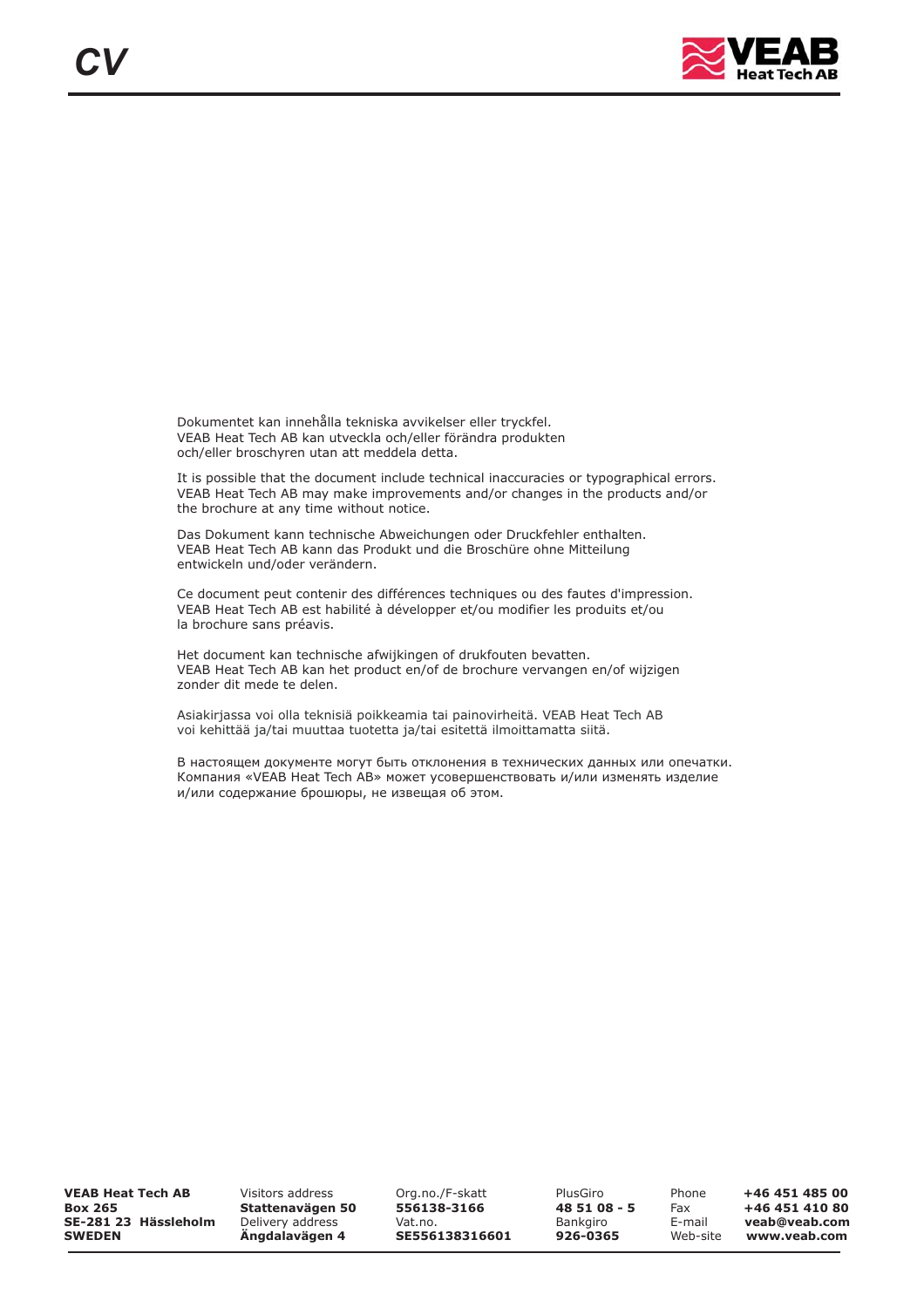Dokumentet kan innehålla tekniska avvikelser eller tryckfel.
VEAB Heat Tech AB kan utveckla och/eller förändra produkten
och/eller broschyren utan att meddela detta.

It is possible that the document include technical inaccuracies or typographical errors.
VEAB Heat Tech AB may make improvements and/or changes in the products and/or
the brochure at any time without notice.

Das Dokument kann technische Abweichungen oder Druckfehler enthalten.
VEAB Heat Tech AB kann das Produkt und die Broschüre ohne Mitteilung
entwickeln und/oder verändern.

Ce document peut contenir des différences techniques ou des fautes d'impression.
VEAB Heat Tech AB est habilité à développer et/ou modifier les produits et/ou
la brochure sans préavis.

Het document kan technische afwijkingen of drukfouten bevatten.
VEAB Heat Tech AB kan het product en/of de brochure vervangen en/of wijzigen
zonder dit mede te delen.

Asiakirjassa voi olla teknisiä poikkeamia tai painovirheitä. VEAB Heat Tech AB
voi kehittää ja/tai muuttaa tuotetta ja/tai esitettä ilmoittamatta siitä.

В настоящем документе могут быть отклонения в технических данных или опечатки.
Компания «VEAB Heat Tech AB» может усовершенствовать и/или изменять изделие
и/или содержание брошюры, не извещая об этом.

| | | | | | |
|---|---|---|---|---|---|
| **VEAB Heat Tech AB** | Visitors address | Org.no./F-skatt | PlusGiro | Phone | **+46 451 485 00** |
| **Box 265** | **Stattenavägen 50** | **556138-3166** | **48 51 08 - 5** | Fax | **+46 451 410 80** |
| **SE-281 23 Hässleholm** | Delivery address | Vat.no. | Bankgiro | E-mail | **veab@veab.com** |
| **SWEDEN** | **Ängdalavägen 4** | **SE556138316601** | **926-0365** | Web-site | **www.veab.com** |